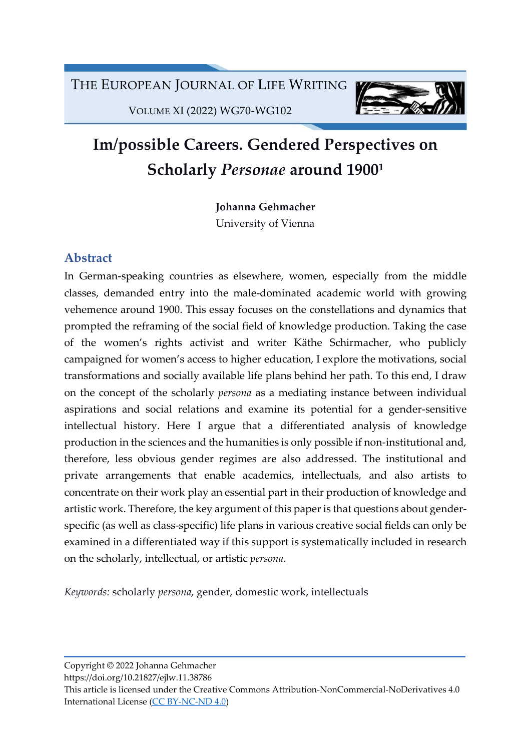# Im/possible Careers. Gendered Perspectives on Scholarly *Personae* around 1900[1]

**Johanna Gehmacher**
University of Vienna

## Abstract

In German-speaking countries as elsewhere, women, especially from the middle classes, demanded entry into the male-dominated academic world with growing vehemence around 1900. This essay focuses on the constellations and dynamics that prompted the reframing of the social field of knowledge production. Taking the case of the women's rights activist and writer Käthe Schirmacher, who publicly campaigned for women's access to higher education, I explore the motivations, social transformations and socially available life plans behind her path. To this end, I draw on the concept of the scholarly *persona* as a mediating instance between individual aspirations and social relations and examine its potential for a gender-sensitive intellectual history. Here I argue that a differentiated analysis of knowledge production in the sciences and the humanities is only possible if non-institutional and, therefore, less obvious gender regimes are also addressed. The institutional and private arrangements that enable academics, intellectuals, and also artists to concentrate on their work play an essential part in their production of knowledge and artistic work. Therefore, the key argument of this paper is that questions about gender-specific (as well as class-specific) life plans in various creative social fields can only be examined in a differentiated way if this support is systematically included in research on the scholarly, intellectual, or artistic *persona*.

*Keywords:* scholarly *persona*, gender, domestic work, intellectuals

Copyright © 2022 Johanna Gehmacher
https://doi.org/10.21827/ejlw.11.38786
This article is licensed under the Creative Commons Attribution-NonCommercial-NoDerivatives 4.0 International License (CC BY-NC-ND 4.0)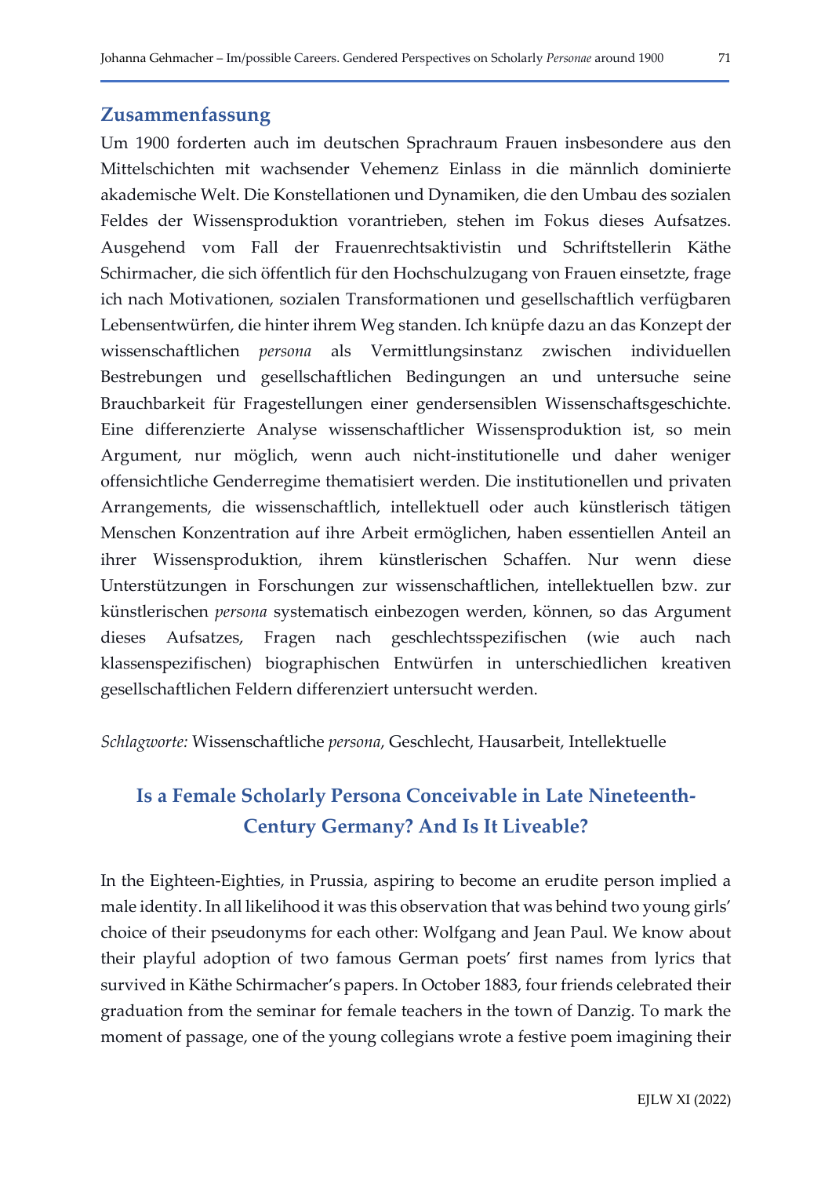## Zusammenfassung

Um 1900 forderten auch im deutschen Sprachraum Frauen insbesondere aus den Mittelschichten mit wachsender Vehemenz Einlass in die männlich dominierte akademische Welt. Die Konstellationen und Dynamiken, die den Umbau des sozialen Feldes der Wissensproduktion vorantrieben, stehen im Fokus dieses Aufsatzes. Ausgehend vom Fall der Frauenrechtsaktivistin und Schriftstellerin Käthe Schirmacher, die sich öffentlich für den Hochschulzugang von Frauen einsetzte, frage ich nach Motivationen, sozialen Transformationen und gesellschaftlich verfügbaren Lebensentwürfen, die hinter ihrem Weg standen. Ich knüpfe dazu an das Konzept der wissenschaftlichen *persona* als Vermittlungsinstanz zwischen individuellen Bestrebungen und gesellschaftlichen Bedingungen an und untersuche seine Brauchbarkeit für Fragestellungen einer gendersensiblen Wissenschaftsgeschichte. Eine differenzierte Analyse wissenschaftlicher Wissensproduktion ist, so mein Argument, nur möglich, wenn auch nicht-institutionelle und daher weniger offensichtliche Genderregime thematisiert werden. Die institutionellen und privaten Arrangements, die wissenschaftlich, intellektuell oder auch künstlerisch tätigen Menschen Konzentration auf ihre Arbeit ermöglichen, haben essentiellen Anteil an ihrer Wissensproduktion, ihrem künstlerischen Schaffen. Nur wenn diese Unterstützungen in Forschungen zur wissenschaftlichen, intellektuellen bzw. zur künstlerischen *persona* systematisch einbezogen werden, können, so das Argument dieses Aufsatzes, Fragen nach geschlechtsspezifischen (wie auch nach klassenspezifischen) biographischen Entwürfen in unterschiedlichen kreativen gesellschaftlichen Feldern differenziert untersucht werden.

*Schlagworte:* Wissenschaftliche *persona*, Geschlecht, Hausarbeit, Intellektuelle

## Is a Female Scholarly Persona Conceivable in Late Nineteenth-Century Germany? And Is It Liveable?

In the Eighteen-Eighties, in Prussia, aspiring to become an erudite person implied a male identity. In all likelihood it was this observation that was behind two young girls' choice of their pseudonyms for each other: Wolfgang and Jean Paul. We know about their playful adoption of two famous German poets' first names from lyrics that survived in Käthe Schirmacher's papers. In October 1883, four friends celebrated their graduation from the seminar for female teachers in the town of Danzig. To mark the moment of passage, one of the young collegians wrote a festive poem imagining their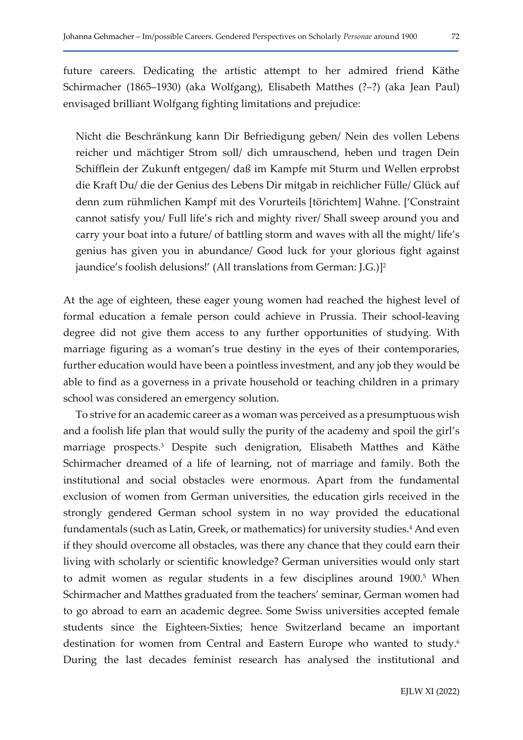future careers. Dedicating the artistic attempt to her admired friend Käthe Schirmacher (1865–1930) (aka Wolfgang), Elisabeth Matthes (?–?) (aka Jean Paul) envisaged brilliant Wolfgang fighting limitations and prejudice:

> Nicht die Beschränkung kann Dir Befriedigung geben/ Nein des vollen Lebens reicher und mächtiger Strom soll/ dich umrauschend, heben und tragen Dein Schifflein der Zukunft entgegen/ daß im Kampfe mit Sturm und Wellen erprobst die Kraft Du/ die der Genius des Lebens Dir mitgab in reichlicher Fülle/ Glück auf denn zum rühmlichen Kampf mit des Vorurteils [törichtem] Wahne. ['Constraint cannot satisfy you/ Full life's rich and mighty river/ Shall sweep around you and carry your boat into a future/ of battling storm and waves with all the might/ life's genius has given you in abundance/ Good luck for your glorious fight against jaundice's foolish delusions!' (All translations from German: J.G.)][2]

At the age of eighteen, these eager young women had reached the highest level of formal education a female person could achieve in Prussia. Their school-leaving degree did not give them access to any further opportunities of studying. With marriage figuring as a woman's true destiny in the eyes of their contemporaries, further education would have been a pointless investment, and any job they would be able to find as a governess in a private household or teaching children in a primary school was considered an emergency solution.

To strive for an academic career as a woman was perceived as a presumptuous wish and a foolish life plan that would sully the purity of the academy and spoil the girl's marriage prospects.[3] Despite such denigration, Elisabeth Matthes and Käthe Schirmacher dreamed of a life of learning, not of marriage and family. Both the institutional and social obstacles were enormous. Apart from the fundamental exclusion of women from German universities, the education girls received in the strongly gendered German school system in no way provided the educational fundamentals (such as Latin, Greek, or mathematics) for university studies.[4] And even if they should overcome all obstacles, was there any chance that they could earn their living with scholarly or scientific knowledge? German universities would only start to admit women as regular students in a few disciplines around 1900.[5] When Schirmacher and Matthes graduated from the teachers' seminar, German women had to go abroad to earn an academic degree. Some Swiss universities accepted female students since the Eighteen-Sixties; hence Switzerland became an important destination for women from Central and Eastern Europe who wanted to study.[6] During the last decades feminist research has analysed the institutional and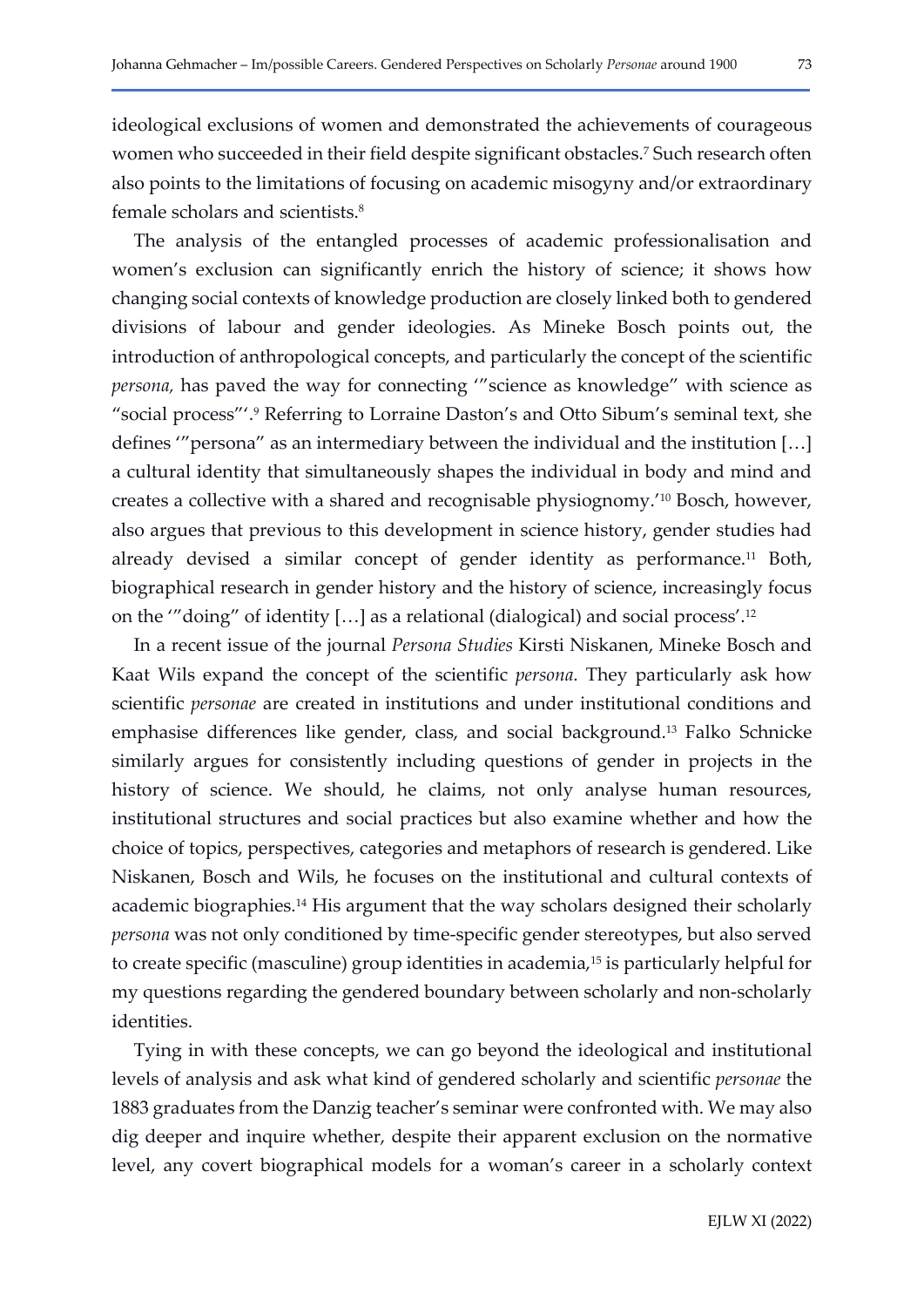ideological exclusions of women and demonstrated the achievements of courageous women who succeeded in their field despite significant obstacles.[7] Such research often also points to the limitations of focusing on academic misogyny and/or extraordinary female scholars and scientists.[8]

The analysis of the entangled processes of academic professionalisation and women's exclusion can significantly enrich the history of science; it shows how changing social contexts of knowledge production are closely linked both to gendered divisions of labour and gender ideologies. As Mineke Bosch points out, the introduction of anthropological concepts, and particularly the concept of the scientific *persona,* has paved the way for connecting '"science as knowledge" with science as "social process"'.[9] Referring to Lorraine Daston's and Otto Sibum's seminal text, she defines '"persona" as an intermediary between the individual and the institution […] a cultural identity that simultaneously shapes the individual in body and mind and creates a collective with a shared and recognisable physiognomy.'[10] Bosch, however, also argues that previous to this development in science history, gender studies had already devised a similar concept of gender identity as performance.[11] Both, biographical research in gender history and the history of science, increasingly focus on the '"doing" of identity […] as a relational (dialogical) and social process'.[12]

In a recent issue of the journal *Persona Studies* Kirsti Niskanen, Mineke Bosch and Kaat Wils expand the concept of the scientific *persona*. They particularly ask how scientific *personae* are created in institutions and under institutional conditions and emphasise differences like gender, class, and social background.[13] Falko Schnicke similarly argues for consistently including questions of gender in projects in the history of science. We should, he claims, not only analyse human resources, institutional structures and social practices but also examine whether and how the choice of topics, perspectives, categories and metaphors of research is gendered. Like Niskanen, Bosch and Wils, he focuses on the institutional and cultural contexts of academic biographies.[14] His argument that the way scholars designed their scholarly *persona* was not only conditioned by time-specific gender stereotypes, but also served to create specific (masculine) group identities in academia,[15] is particularly helpful for my questions regarding the gendered boundary between scholarly and non-scholarly identities.

Tying in with these concepts, we can go beyond the ideological and institutional levels of analysis and ask what kind of gendered scholarly and scientific *personae* the 1883 graduates from the Danzig teacher's seminar were confronted with. We may also dig deeper and inquire whether, despite their apparent exclusion on the normative level, any covert biographical models for a woman's career in a scholarly context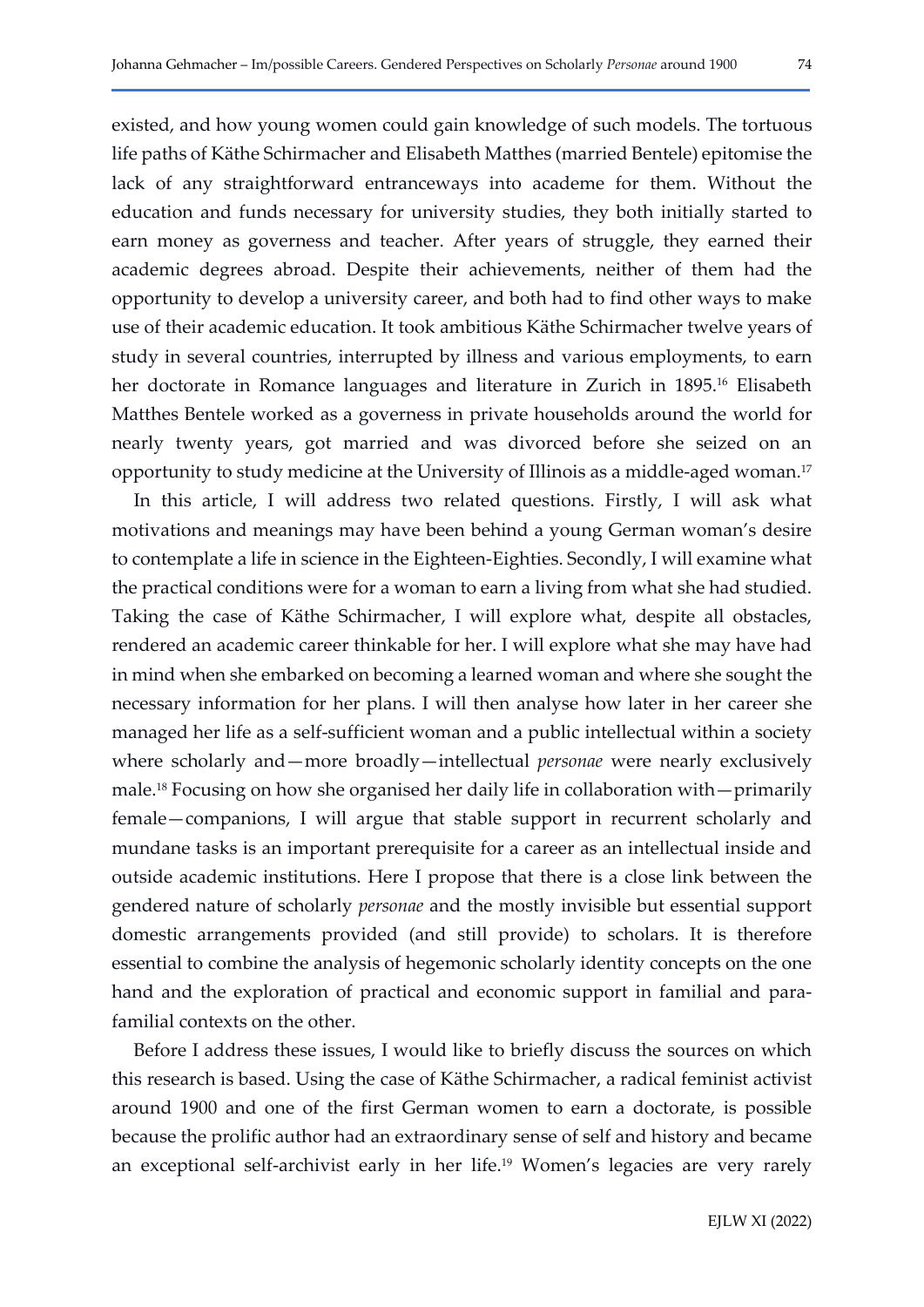existed, and how young women could gain knowledge of such models. The tortuous life paths of Käthe Schirmacher and Elisabeth Matthes (married Bentele) epitomise the lack of any straightforward entranceways into academe for them. Without the education and funds necessary for university studies, they both initially started to earn money as governess and teacher. After years of struggle, they earned their academic degrees abroad. Despite their achievements, neither of them had the opportunity to develop a university career, and both had to find other ways to make use of their academic education. It took ambitious Käthe Schirmacher twelve years of study in several countries, interrupted by illness and various employments, to earn her doctorate in Romance languages and literature in Zurich in 1895.[16] Elisabeth Matthes Bentele worked as a governess in private households around the world for nearly twenty years, got married and was divorced before she seized on an opportunity to study medicine at the University of Illinois as a middle-aged woman.[17]

In this article, I will address two related questions. Firstly, I will ask what motivations and meanings may have been behind a young German woman's desire to contemplate a life in science in the Eighteen-Eighties. Secondly, I will examine what the practical conditions were for a woman to earn a living from what she had studied. Taking the case of Käthe Schirmacher, I will explore what, despite all obstacles, rendered an academic career thinkable for her. I will explore what she may have had in mind when she embarked on becoming a learned woman and where she sought the necessary information for her plans. I will then analyse how later in her career she managed her life as a self-sufficient woman and a public intellectual within a society where scholarly and—more broadly—intellectual *personae* were nearly exclusively male.[18] Focusing on how she organised her daily life in collaboration with—primarily female—companions, I will argue that stable support in recurrent scholarly and mundane tasks is an important prerequisite for a career as an intellectual inside and outside academic institutions. Here I propose that there is a close link between the gendered nature of scholarly *personae* and the mostly invisible but essential support domestic arrangements provided (and still provide) to scholars. It is therefore essential to combine the analysis of hegemonic scholarly identity concepts on the one hand and the exploration of practical and economic support in familial and para-familial contexts on the other.

Before I address these issues, I would like to briefly discuss the sources on which this research is based. Using the case of Käthe Schirmacher, a radical feminist activist around 1900 and one of the first German women to earn a doctorate, is possible because the prolific author had an extraordinary sense of self and history and became an exceptional self-archivist early in her life.[19] Women's legacies are very rarely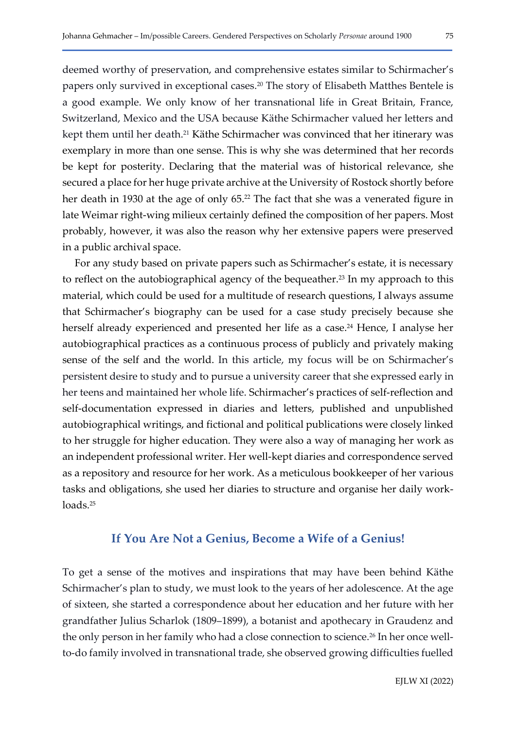deemed worthy of preservation, and comprehensive estates similar to Schirmacher's papers only survived in exceptional cases.[20] The story of Elisabeth Matthes Bentele is a good example. We only know of her transnational life in Great Britain, France, Switzerland, Mexico and the USA because Käthe Schirmacher valued her letters and kept them until her death.[21] Käthe Schirmacher was convinced that her itinerary was exemplary in more than one sense. This is why she was determined that her records be kept for posterity. Declaring that the material was of historical relevance, she secured a place for her huge private archive at the University of Rostock shortly before her death in 1930 at the age of only 65.[22] The fact that she was a venerated figure in late Weimar right-wing milieux certainly defined the composition of her papers. Most probably, however, it was also the reason why her extensive papers were preserved in a public archival space.

For any study based on private papers such as Schirmacher's estate, it is necessary to reflect on the autobiographical agency of the bequeather.[23] In my approach to this material, which could be used for a multitude of research questions, I always assume that Schirmacher's biography can be used for a case study precisely because she herself already experienced and presented her life as a case.[24] Hence, I analyse her autobiographical practices as a continuous process of publicly and privately making sense of the self and the world. In this article, my focus will be on Schirmacher's persistent desire to study and to pursue a university career that she expressed early in her teens and maintained her whole life. Schirmacher's practices of self-reflection and self-documentation expressed in diaries and letters, published and unpublished autobiographical writings, and fictional and political publications were closely linked to her struggle for higher education. They were also a way of managing her work as an independent professional writer. Her well-kept diaries and correspondence served as a repository and resource for her work. As a meticulous bookkeeper of her various tasks and obligations, she used her diaries to structure and organise her daily workloads.[25]

## If You Are Not a Genius, Become a Wife of a Genius!

To get a sense of the motives and inspirations that may have been behind Käthe Schirmacher's plan to study, we must look to the years of her adolescence. At the age of sixteen, she started a correspondence about her education and her future with her grandfather Julius Scharlok (1809–1899), a botanist and apothecary in Graudenz and the only person in her family who had a close connection to science.[26] In her once well-to-do family involved in transnational trade, she observed growing difficulties fuelled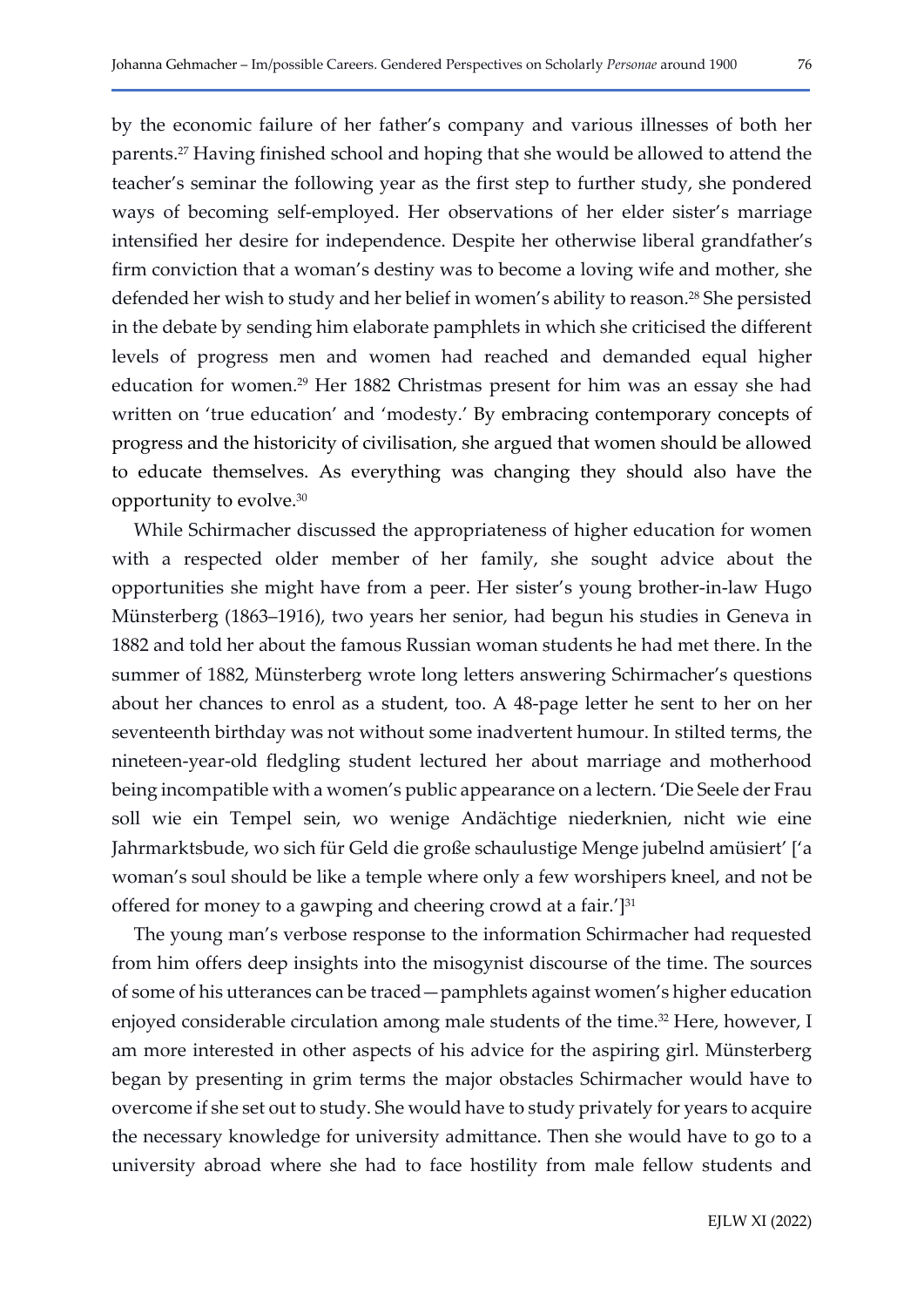by the economic failure of her father's company and various illnesses of both her parents.[27] Having finished school and hoping that she would be allowed to attend the teacher's seminar the following year as the first step to further study, she pondered ways of becoming self-employed. Her observations of her elder sister's marriage intensified her desire for independence. Despite her otherwise liberal grandfather's firm conviction that a woman's destiny was to become a loving wife and mother, she defended her wish to study and her belief in women's ability to reason.[28] She persisted in the debate by sending him elaborate pamphlets in which she criticised the different levels of progress men and women had reached and demanded equal higher education for women.[29] Her 1882 Christmas present for him was an essay she had written on 'true education' and 'modesty.' By embracing contemporary concepts of progress and the historicity of civilisation, she argued that women should be allowed to educate themselves. As everything was changing they should also have the opportunity to evolve.[30]

While Schirmacher discussed the appropriateness of higher education for women with a respected older member of her family, she sought advice about the opportunities she might have from a peer. Her sister's young brother-in-law Hugo Münsterberg (1863–1916), two years her senior, had begun his studies in Geneva in 1882 and told her about the famous Russian woman students he had met there. In the summer of 1882, Münsterberg wrote long letters answering Schirmacher's questions about her chances to enrol as a student, too. A 48-page letter he sent to her on her seventeenth birthday was not without some inadvertent humour. In stilted terms, the nineteen-year-old fledgling student lectured her about marriage and motherhood being incompatible with a women's public appearance on a lectern. 'Die Seele der Frau soll wie ein Tempel sein, wo wenige Andächtige niederknien, nicht wie eine Jahrmarktsbude, wo sich für Geld die große schaulustige Menge jubelnd amüsiert' ['a woman's soul should be like a temple where only a few worshipers kneel, and not be offered for money to a gawping and cheering crowd at a fair.'][31]

The young man's verbose response to the information Schirmacher had requested from him offers deep insights into the misogynist discourse of the time. The sources of some of his utterances can be traced—pamphlets against women's higher education enjoyed considerable circulation among male students of the time.[32] Here, however, I am more interested in other aspects of his advice for the aspiring girl. Münsterberg began by presenting in grim terms the major obstacles Schirmacher would have to overcome if she set out to study. She would have to study privately for years to acquire the necessary knowledge for university admittance. Then she would have to go to a university abroad where she had to face hostility from male fellow students and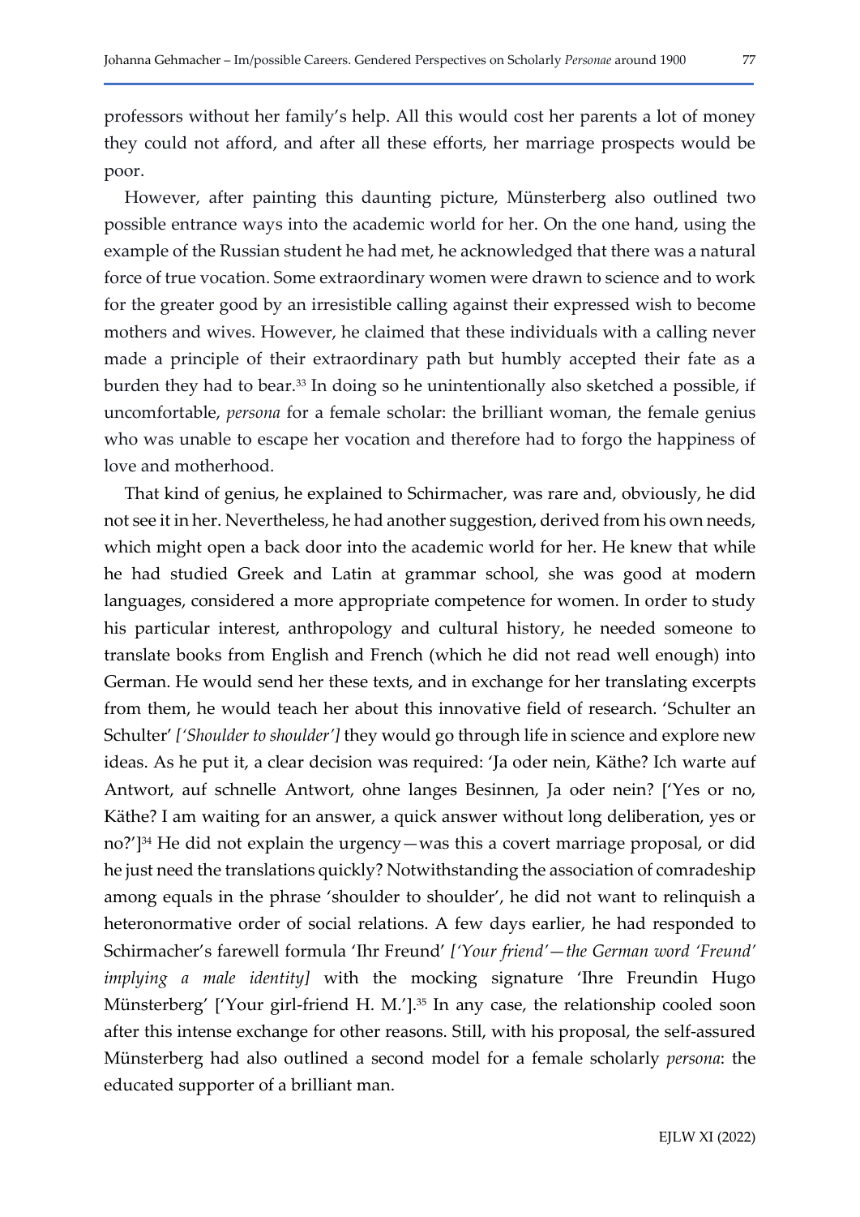professors without her family's help. All this would cost her parents a lot of money they could not afford, and after all these efforts, her marriage prospects would be poor.

However, after painting this daunting picture, Münsterberg also outlined two possible entrance ways into the academic world for her. On the one hand, using the example of the Russian student he had met, he acknowledged that there was a natural force of true vocation. Some extraordinary women were drawn to science and to work for the greater good by an irresistible calling against their expressed wish to become mothers and wives. However, he claimed that these individuals with a calling never made a principle of their extraordinary path but humbly accepted their fate as a burden they had to bear.[33] In doing so he unintentionally also sketched a possible, if uncomfortable, *persona* for a female scholar: the brilliant woman, the female genius who was unable to escape her vocation and therefore had to forgo the happiness of love and motherhood.

That kind of genius, he explained to Schirmacher, was rare and, obviously, he did not see it in her. Nevertheless, he had another suggestion, derived from his own needs, which might open a back door into the academic world for her. He knew that while he had studied Greek and Latin at grammar school, she was good at modern languages, considered a more appropriate competence for women. In order to study his particular interest, anthropology and cultural history, he needed someone to translate books from English and French (which he did not read well enough) into German. He would send her these texts, and in exchange for her translating excerpts from them, he would teach her about this innovative field of research. 'Schulter an Schulter' *['Shoulder to shoulder']* they would go through life in science and explore new ideas. As he put it, a clear decision was required: 'Ja oder nein, Käthe? Ich warte auf Antwort, auf schnelle Antwort, ohne langes Besinnen, Ja oder nein? ['Yes or no, Käthe? I am waiting for an answer, a quick answer without long deliberation, yes or no?'][34] He did not explain the urgency—was this a covert marriage proposal, or did he just need the translations quickly? Notwithstanding the association of comradeship among equals in the phrase 'shoulder to shoulder', he did not want to relinquish a heteronormative order of social relations. A few days earlier, he had responded to Schirmacher's farewell formula 'Ihr Freund' *['Your friend'—the German word 'Freund' implying a male identity]* with the mocking signature 'Ihre Freundin Hugo Münsterberg' ['Your girl-friend H. M.'].[35] In any case, the relationship cooled soon after this intense exchange for other reasons. Still, with his proposal, the self-assured Münsterberg had also outlined a second model for a female scholarly *persona*: the educated supporter of a brilliant man.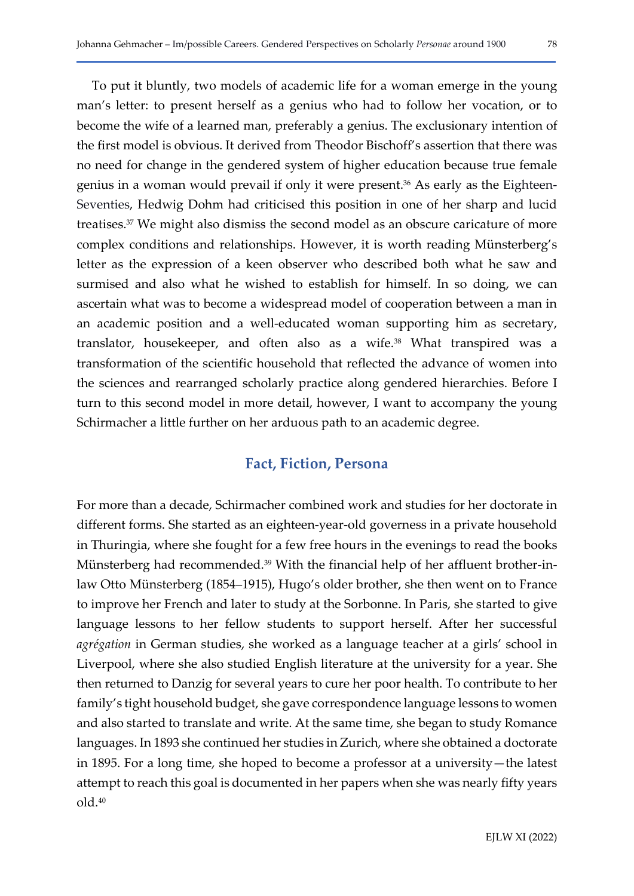To put it bluntly, two models of academic life for a woman emerge in the young man's letter: to present herself as a genius who had to follow her vocation, or to become the wife of a learned man, preferably a genius. The exclusionary intention of the first model is obvious. It derived from Theodor Bischoff's assertion that there was no need for change in the gendered system of higher education because true female genius in a woman would prevail if only it were present.[36] As early as the Eighteen-Seventies, Hedwig Dohm had criticised this position in one of her sharp and lucid treatises.[37] We might also dismiss the second model as an obscure caricature of more complex conditions and relationships. However, it is worth reading Münsterberg's letter as the expression of a keen observer who described both what he saw and surmised and also what he wished to establish for himself. In so doing, we can ascertain what was to become a widespread model of cooperation between a man in an academic position and a well-educated woman supporting him as secretary, translator, housekeeper, and often also as a wife.[38] What transpired was a transformation of the scientific household that reflected the advance of women into the sciences and rearranged scholarly practice along gendered hierarchies. Before I turn to this second model in more detail, however, I want to accompany the young Schirmacher a little further on her arduous path to an academic degree.

## Fact, Fiction, Persona

For more than a decade, Schirmacher combined work and studies for her doctorate in different forms. She started as an eighteen-year-old governess in a private household in Thuringia, where she fought for a few free hours in the evenings to read the books Münsterberg had recommended.[39] With the financial help of her affluent brother-in-law Otto Münsterberg (1854–1915), Hugo's older brother, she then went on to France to improve her French and later to study at the Sorbonne. In Paris, she started to give language lessons to her fellow students to support herself. After her successful *agrégation* in German studies, she worked as a language teacher at a girls' school in Liverpool, where she also studied English literature at the university for a year. She then returned to Danzig for several years to cure her poor health. To contribute to her family's tight household budget, she gave correspondence language lessons to women and also started to translate and write. At the same time, she began to study Romance languages. In 1893 she continued her studies in Zurich, where she obtained a doctorate in 1895. For a long time, she hoped to become a professor at a university—the latest attempt to reach this goal is documented in her papers when she was nearly fifty years old.[40]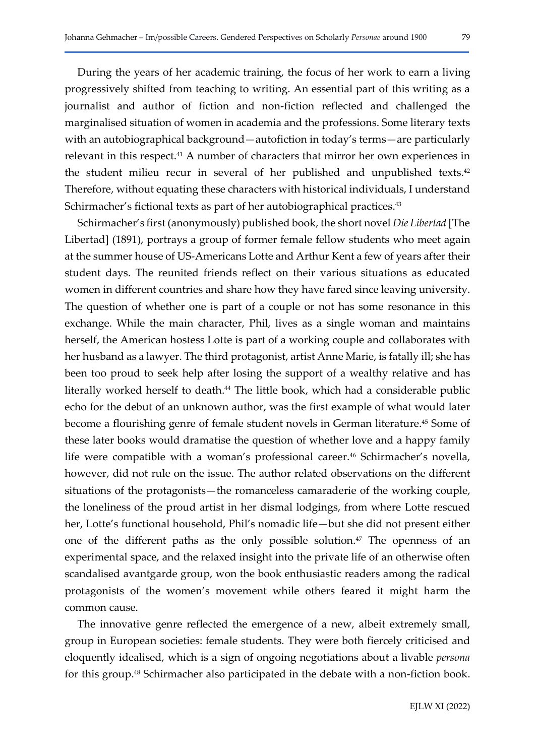During the years of her academic training, the focus of her work to earn a living progressively shifted from teaching to writing. An essential part of this writing as a journalist and author of fiction and non-fiction reflected and challenged the marginalised situation of women in academia and the professions. Some literary texts with an autobiographical background—autofiction in today's terms—are particularly relevant in this respect.[41] A number of characters that mirror her own experiences in the student milieu recur in several of her published and unpublished texts.[42] Therefore, without equating these characters with historical individuals, I understand Schirmacher's fictional texts as part of her autobiographical practices.[43]

Schirmacher's first (anonymously) published book, the short novel *Die Libertad* [The Libertad] (1891), portrays a group of former female fellow students who meet again at the summer house of US-Americans Lotte and Arthur Kent a few of years after their student days. The reunited friends reflect on their various situations as educated women in different countries and share how they have fared since leaving university. The question of whether one is part of a couple or not has some resonance in this exchange. While the main character, Phil, lives as a single woman and maintains herself, the American hostess Lotte is part of a working couple and collaborates with her husband as a lawyer. The third protagonist, artist Anne Marie, is fatally ill; she has been too proud to seek help after losing the support of a wealthy relative and has literally worked herself to death.[44] The little book, which had a considerable public echo for the debut of an unknown author, was the first example of what would later become a flourishing genre of female student novels in German literature.[45] Some of these later books would dramatise the question of whether love and a happy family life were compatible with a woman's professional career.[46] Schirmacher's novella, however, did not rule on the issue. The author related observations on the different situations of the protagonists—the romanceless camaraderie of the working couple, the loneliness of the proud artist in her dismal lodgings, from where Lotte rescued her, Lotte's functional household, Phil's nomadic life—but she did not present either one of the different paths as the only possible solution.[47] The openness of an experimental space, and the relaxed insight into the private life of an otherwise often scandalised avantgarde group, won the book enthusiastic readers among the radical protagonists of the women's movement while others feared it might harm the common cause.

The innovative genre reflected the emergence of a new, albeit extremely small, group in European societies: female students. They were both fiercely criticised and eloquently idealised, which is a sign of ongoing negotiations about a livable *persona* for this group.[48] Schirmacher also participated in the debate with a non-fiction book.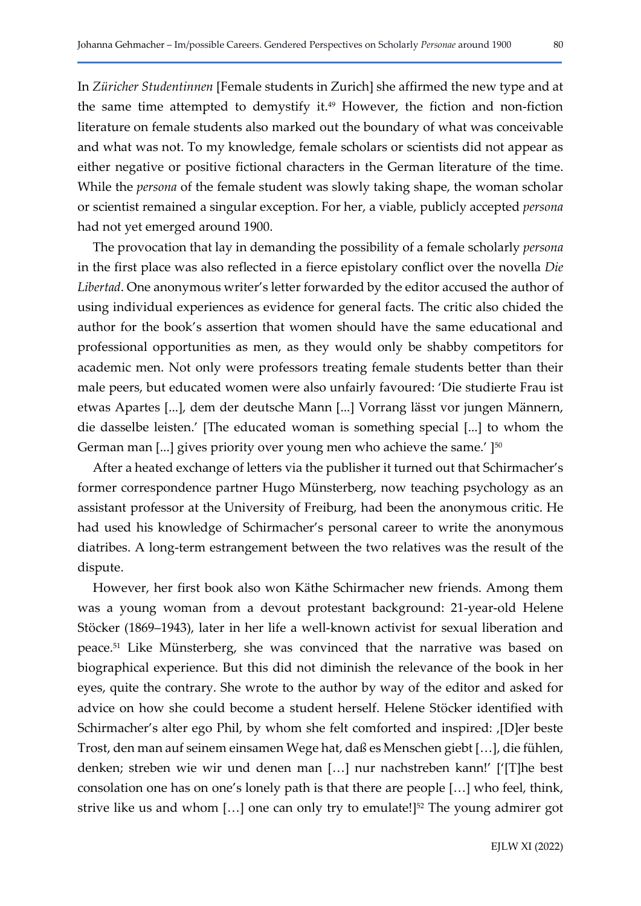In *Züricher Studentinnen* [Female students in Zurich] she affirmed the new type and at the same time attempted to demystify it.[49] However, the fiction and non-fiction literature on female students also marked out the boundary of what was conceivable and what was not. To my knowledge, female scholars or scientists did not appear as either negative or positive fictional characters in the German literature of the time. While the *persona* of the female student was slowly taking shape, the woman scholar or scientist remained a singular exception. For her, a viable, publicly accepted *persona* had not yet emerged around 1900.

The provocation that lay in demanding the possibility of a female scholarly *persona* in the first place was also reflected in a fierce epistolary conflict over the novella *Die Libertad*. One anonymous writer's letter forwarded by the editor accused the author of using individual experiences as evidence for general facts. The critic also chided the author for the book's assertion that women should have the same educational and professional opportunities as men, as they would only be shabby competitors for academic men. Not only were professors treating female students better than their male peers, but educated women were also unfairly favoured: 'Die studierte Frau ist etwas Apartes [...], dem der deutsche Mann [...] Vorrang lässt vor jungen Männern, die dasselbe leisten.' [The educated woman is something special [...] to whom the German man [...] gives priority over young men who achieve the same.' ][50]

After a heated exchange of letters via the publisher it turned out that Schirmacher's former correspondence partner Hugo Münsterberg, now teaching psychology as an assistant professor at the University of Freiburg, had been the anonymous critic. He had used his knowledge of Schirmacher's personal career to write the anonymous diatribes. A long-term estrangement between the two relatives was the result of the dispute.

However, her first book also won Käthe Schirmacher new friends. Among them was a young woman from a devout protestant background: 21-year-old Helene Stöcker (1869–1943), later in her life a well-known activist for sexual liberation and peace.[51] Like Münsterberg, she was convinced that the narrative was based on biographical experience. But this did not diminish the relevance of the book in her eyes, quite the contrary. She wrote to the author by way of the editor and asked for advice on how she could become a student herself. Helene Stöcker identified with Schirmacher's alter ego Phil, by whom she felt comforted and inspired: ‚[D]er beste Trost, den man auf seinem einsamen Wege hat, daß es Menschen giebt […], die fühlen, denken; streben wie wir und denen man […] nur nachstreben kann!' ['[T]he best consolation one has on one's lonely path is that there are people […] who feel, think, strive like us and whom […] one can only try to emulate!][52] The young admirer got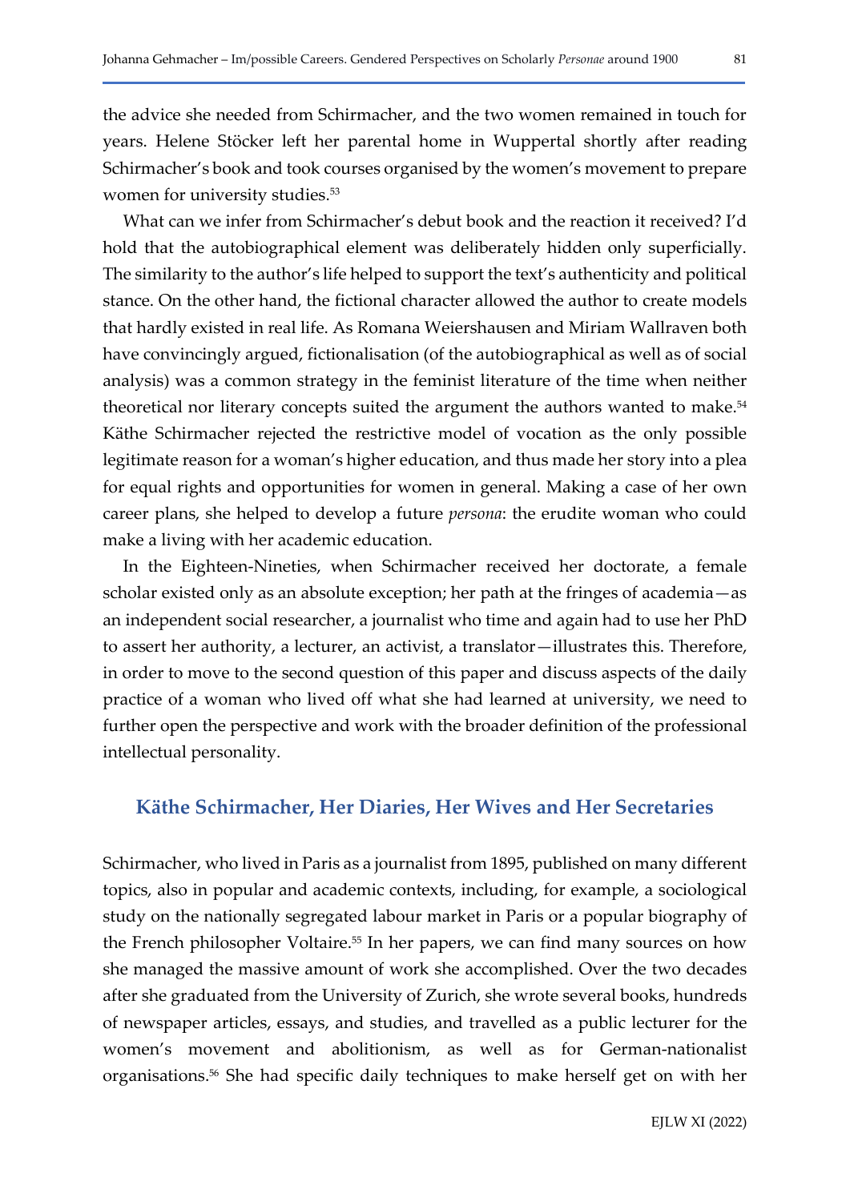the advice she needed from Schirmacher, and the two women remained in touch for years. Helene Stöcker left her parental home in Wuppertal shortly after reading Schirmacher's book and took courses organised by the women's movement to prepare women for university studies.[53]

What can we infer from Schirmacher's debut book and the reaction it received? I'd hold that the autobiographical element was deliberately hidden only superficially. The similarity to the author's life helped to support the text's authenticity and political stance. On the other hand, the fictional character allowed the author to create models that hardly existed in real life. As Romana Weiershausen and Miriam Wallraven both have convincingly argued, fictionalisation (of the autobiographical as well as of social analysis) was a common strategy in the feminist literature of the time when neither theoretical nor literary concepts suited the argument the authors wanted to make.[54] Käthe Schirmacher rejected the restrictive model of vocation as the only possible legitimate reason for a woman's higher education, and thus made her story into a plea for equal rights and opportunities for women in general. Making a case of her own career plans, she helped to develop a future *persona*: the erudite woman who could make a living with her academic education.

In the Eighteen-Nineties, when Schirmacher received her doctorate, a female scholar existed only as an absolute exception; her path at the fringes of academia—as an independent social researcher, a journalist who time and again had to use her PhD to assert her authority, a lecturer, an activist, a translator—illustrates this. Therefore, in order to move to the second question of this paper and discuss aspects of the daily practice of a woman who lived off what she had learned at university, we need to further open the perspective and work with the broader definition of the professional intellectual personality.

## Käthe Schirmacher, Her Diaries, Her Wives and Her Secretaries

Schirmacher, who lived in Paris as a journalist from 1895, published on many different topics, also in popular and academic contexts, including, for example, a sociological study on the nationally segregated labour market in Paris or a popular biography of the French philosopher Voltaire.[55] In her papers, we can find many sources on how she managed the massive amount of work she accomplished. Over the two decades after she graduated from the University of Zurich, she wrote several books, hundreds of newspaper articles, essays, and studies, and travelled as a public lecturer for the women's movement and abolitionism, as well as for German-nationalist organisations.[56] She had specific daily techniques to make herself get on with her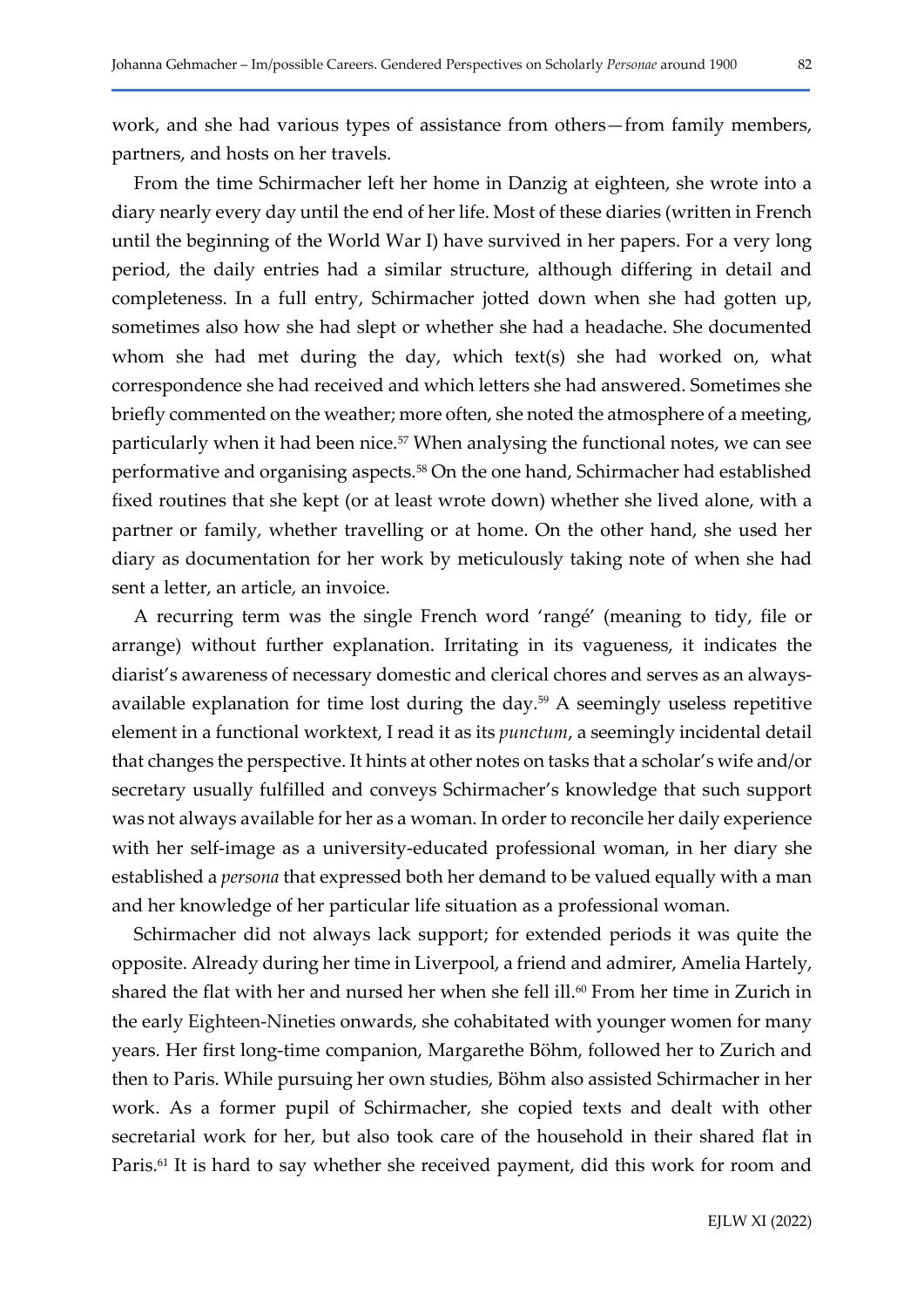work, and she had various types of assistance from others—from family members, partners, and hosts on her travels.

From the time Schirmacher left her home in Danzig at eighteen, she wrote into a diary nearly every day until the end of her life. Most of these diaries (written in French until the beginning of the World War I) have survived in her papers. For a very long period, the daily entries had a similar structure, although differing in detail and completeness. In a full entry, Schirmacher jotted down when she had gotten up, sometimes also how she had slept or whether she had a headache. She documented whom she had met during the day, which text(s) she had worked on, what correspondence she had received and which letters she had answered. Sometimes she briefly commented on the weather; more often, she noted the atmosphere of a meeting, particularly when it had been nice.[57] When analysing the functional notes, we can see performative and organising aspects.[58] On the one hand, Schirmacher had established fixed routines that she kept (or at least wrote down) whether she lived alone, with a partner or family, whether travelling or at home. On the other hand, she used her diary as documentation for her work by meticulously taking note of when she had sent a letter, an article, an invoice.

A recurring term was the single French word 'rangé' (meaning to tidy, file or arrange) without further explanation. Irritating in its vagueness, it indicates the diarist's awareness of necessary domestic and clerical chores and serves as an always-available explanation for time lost during the day.[59] A seemingly useless repetitive element in a functional worktext, I read it as its *punctum*, a seemingly incidental detail that changes the perspective. It hints at other notes on tasks that a scholar's wife and/or secretary usually fulfilled and conveys Schirmacher's knowledge that such support was not always available for her as a woman. In order to reconcile her daily experience with her self-image as a university-educated professional woman, in her diary she established a *persona* that expressed both her demand to be valued equally with a man and her knowledge of her particular life situation as a professional woman.

Schirmacher did not always lack support; for extended periods it was quite the opposite. Already during her time in Liverpool, a friend and admirer, Amelia Hartely, shared the flat with her and nursed her when she fell ill.[60] From her time in Zurich in the early Eighteen-Nineties onwards, she cohabitated with younger women for many years. Her first long-time companion, Margarethe Böhm, followed her to Zurich and then to Paris. While pursuing her own studies, Böhm also assisted Schirmacher in her work. As a former pupil of Schirmacher, she copied texts and dealt with other secretarial work for her, but also took care of the household in their shared flat in Paris.[61] It is hard to say whether she received payment, did this work for room and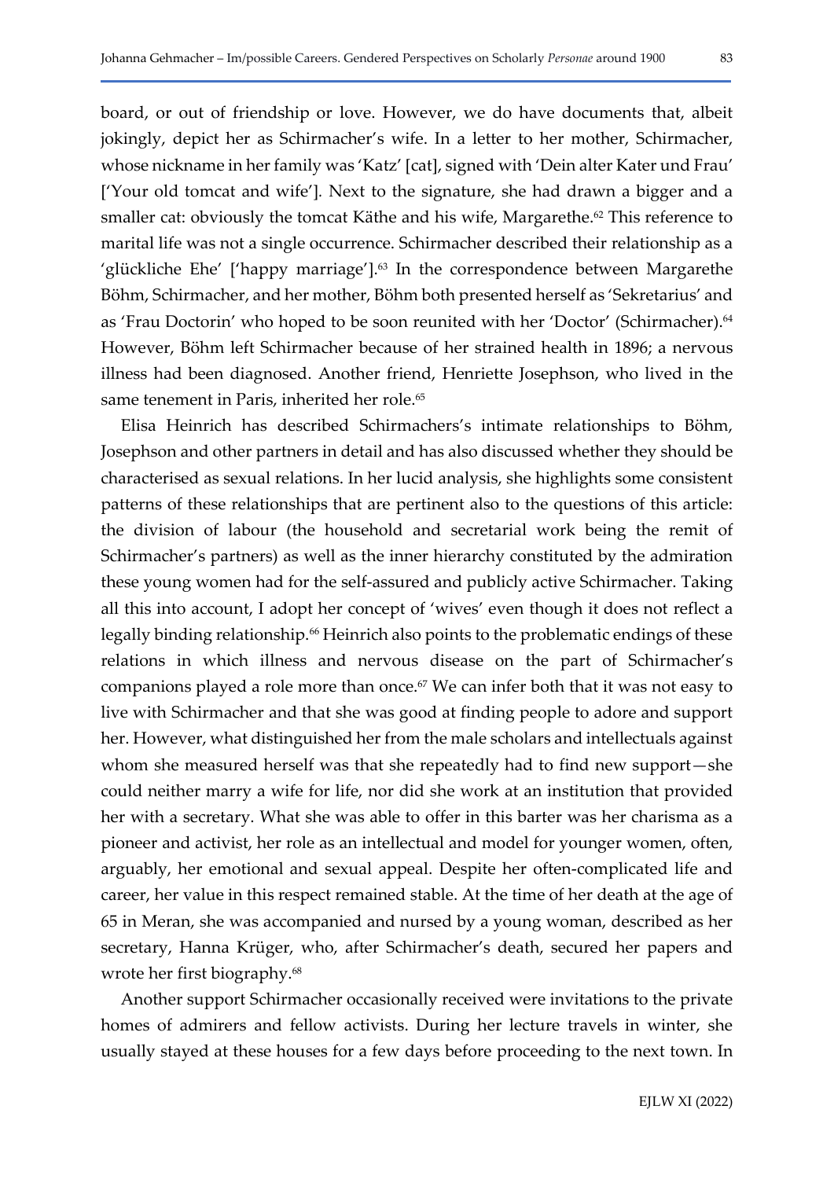board, or out of friendship or love. However, we do have documents that, albeit jokingly, depict her as Schirmacher's wife. In a letter to her mother, Schirmacher, whose nickname in her family was 'Katz' [cat], signed with 'Dein alter Kater und Frau' ['Your old tomcat and wife']. Next to the signature, she had drawn a bigger and a smaller cat: obviously the tomcat Käthe and his wife, Margarethe.[62] This reference to marital life was not a single occurrence. Schirmacher described their relationship as a 'glückliche Ehe' ['happy marriage'].[63] In the correspondence between Margarethe Böhm, Schirmacher, and her mother, Böhm both presented herself as 'Sekretarius' and as 'Frau Doctorin' who hoped to be soon reunited with her 'Doctor' (Schirmacher).[64] However, Böhm left Schirmacher because of her strained health in 1896; a nervous illness had been diagnosed. Another friend, Henriette Josephson, who lived in the same tenement in Paris, inherited her role.[65]

Elisa Heinrich has described Schirmachers's intimate relationships to Böhm, Josephson and other partners in detail and has also discussed whether they should be characterised as sexual relations. In her lucid analysis, she highlights some consistent patterns of these relationships that are pertinent also to the questions of this article: the division of labour (the household and secretarial work being the remit of Schirmacher's partners) as well as the inner hierarchy constituted by the admiration these young women had for the self-assured and publicly active Schirmacher. Taking all this into account, I adopt her concept of 'wives' even though it does not reflect a legally binding relationship.[66] Heinrich also points to the problematic endings of these relations in which illness and nervous disease on the part of Schirmacher's companions played a role more than once.[67] We can infer both that it was not easy to live with Schirmacher and that she was good at finding people to adore and support her. However, what distinguished her from the male scholars and intellectuals against whom she measured herself was that she repeatedly had to find new support—she could neither marry a wife for life, nor did she work at an institution that provided her with a secretary. What she was able to offer in this barter was her charisma as a pioneer and activist, her role as an intellectual and model for younger women, often, arguably, her emotional and sexual appeal. Despite her often-complicated life and career, her value in this respect remained stable. At the time of her death at the age of 65 in Meran, she was accompanied and nursed by a young woman, described as her secretary, Hanna Krüger, who, after Schirmacher's death, secured her papers and wrote her first biography.[68]

Another support Schirmacher occasionally received were invitations to the private homes of admirers and fellow activists. During her lecture travels in winter, she usually stayed at these houses for a few days before proceeding to the next town. In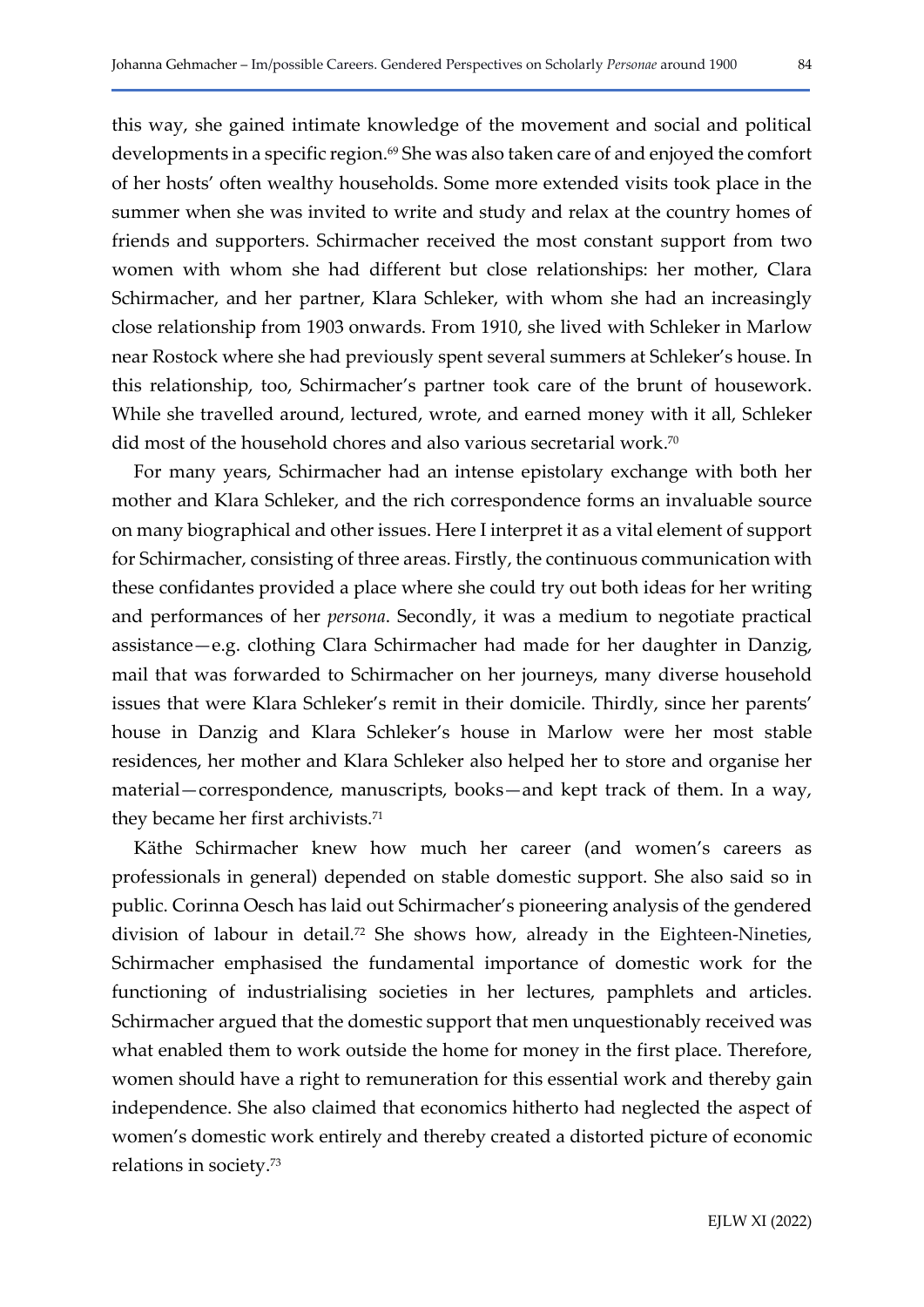this way, she gained intimate knowledge of the movement and social and political developments in a specific region.[69] She was also taken care of and enjoyed the comfort of her hosts' often wealthy households. Some more extended visits took place in the summer when she was invited to write and study and relax at the country homes of friends and supporters. Schirmacher received the most constant support from two women with whom she had different but close relationships: her mother, Clara Schirmacher, and her partner, Klara Schleker, with whom she had an increasingly close relationship from 1903 onwards. From 1910, she lived with Schleker in Marlow near Rostock where she had previously spent several summers at Schleker's house. In this relationship, too, Schirmacher's partner took care of the brunt of housework. While she travelled around, lectured, wrote, and earned money with it all, Schleker did most of the household chores and also various secretarial work.[70]

For many years, Schirmacher had an intense epistolary exchange with both her mother and Klara Schleker, and the rich correspondence forms an invaluable source on many biographical and other issues. Here I interpret it as a vital element of support for Schirmacher, consisting of three areas. Firstly, the continuous communication with these confidantes provided a place where she could try out both ideas for her writing and performances of her *persona*. Secondly, it was a medium to negotiate practical assistance—e.g. clothing Clara Schirmacher had made for her daughter in Danzig, mail that was forwarded to Schirmacher on her journeys, many diverse household issues that were Klara Schleker's remit in their domicile. Thirdly, since her parents' house in Danzig and Klara Schleker's house in Marlow were her most stable residences, her mother and Klara Schleker also helped her to store and organise her material—correspondence, manuscripts, books—and kept track of them. In a way, they became her first archivists.[71]

Käthe Schirmacher knew how much her career (and women's careers as professionals in general) depended on stable domestic support. She also said so in public. Corinna Oesch has laid out Schirmacher's pioneering analysis of the gendered division of labour in detail.[72] She shows how, already in the Eighteen-Nineties, Schirmacher emphasised the fundamental importance of domestic work for the functioning of industrialising societies in her lectures, pamphlets and articles. Schirmacher argued that the domestic support that men unquestionably received was what enabled them to work outside the home for money in the first place. Therefore, women should have a right to remuneration for this essential work and thereby gain independence. She also claimed that economics hitherto had neglected the aspect of women's domestic work entirely and thereby created a distorted picture of economic relations in society.[73]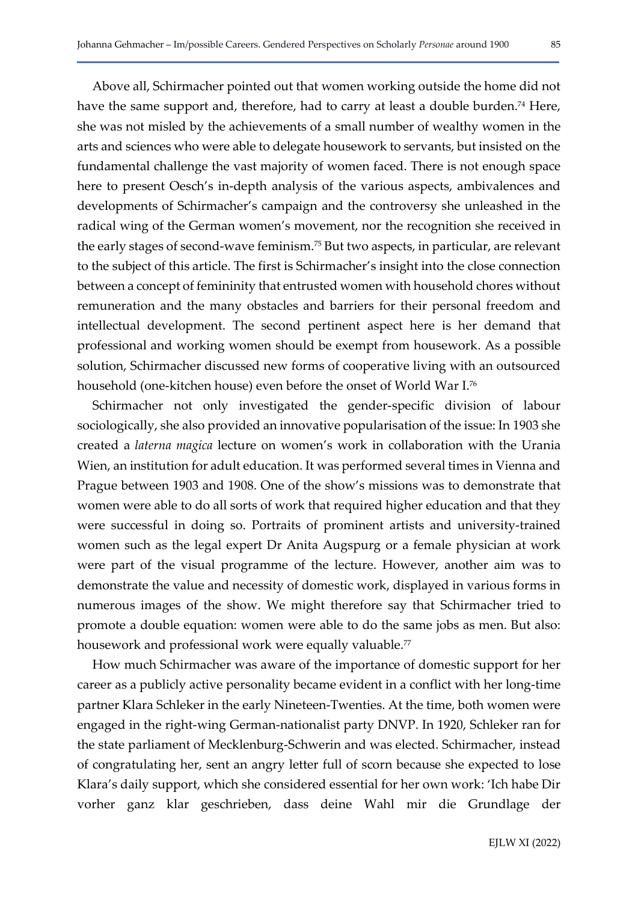Above all, Schirmacher pointed out that women working outside the home did not have the same support and, therefore, had to carry at least a double burden.[74] Here, she was not misled by the achievements of a small number of wealthy women in the arts and sciences who were able to delegate housework to servants, but insisted on the fundamental challenge the vast majority of women faced. There is not enough space here to present Oesch's in-depth analysis of the various aspects, ambivalences and developments of Schirmacher's campaign and the controversy she unleashed in the radical wing of the German women's movement, nor the recognition she received in the early stages of second-wave feminism.[75] But two aspects, in particular, are relevant to the subject of this article. The first is Schirmacher's insight into the close connection between a concept of femininity that entrusted women with household chores without remuneration and the many obstacles and barriers for their personal freedom and intellectual development. The second pertinent aspect here is her demand that professional and working women should be exempt from housework. As a possible solution, Schirmacher discussed new forms of cooperative living with an outsourced household (one-kitchen house) even before the onset of World War I.[76]

Schirmacher not only investigated the gender-specific division of labour sociologically, she also provided an innovative popularisation of the issue: In 1903 she created a *laterna magica* lecture on women's work in collaboration with the Urania Wien, an institution for adult education. It was performed several times in Vienna and Prague between 1903 and 1908. One of the show's missions was to demonstrate that women were able to do all sorts of work that required higher education and that they were successful in doing so. Portraits of prominent artists and university-trained women such as the legal expert Dr Anita Augspurg or a female physician at work were part of the visual programme of the lecture. However, another aim was to demonstrate the value and necessity of domestic work, displayed in various forms in numerous images of the show. We might therefore say that Schirmacher tried to promote a double equation: women were able to do the same jobs as men. But also: housework and professional work were equally valuable.[77]

How much Schirmacher was aware of the importance of domestic support for her career as a publicly active personality became evident in a conflict with her long-time partner Klara Schleker in the early Nineteen-Twenties. At the time, both women were engaged in the right-wing German-nationalist party DNVP. In 1920, Schleker ran for the state parliament of Mecklenburg-Schwerin and was elected. Schirmacher, instead of congratulating her, sent an angry letter full of scorn because she expected to lose Klara's daily support, which she considered essential for her own work: 'Ich habe Dir vorher ganz klar geschrieben, dass deine Wahl mir die Grundlage der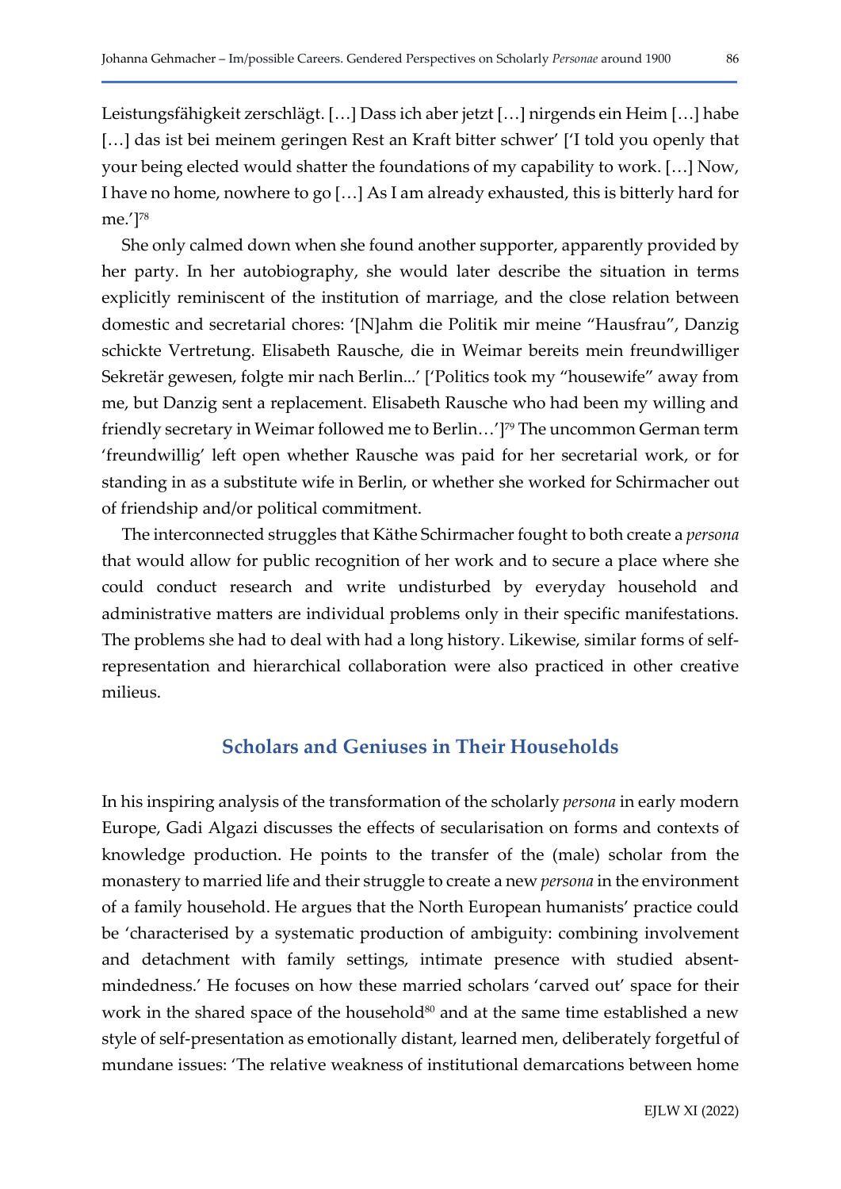Leistungsfähigkeit zerschlägt. […] Dass ich aber jetzt […] nirgends ein Heim […] habe […] das ist bei meinem geringen Rest an Kraft bitter schwer' ['I told you openly that your being elected would shatter the foundations of my capability to work. […] Now, I have no home, nowhere to go […] As I am already exhausted, this is bitterly hard for me.'][78]

She only calmed down when she found another supporter, apparently provided by her party. In her autobiography, she would later describe the situation in terms explicitly reminiscent of the institution of marriage, and the close relation between domestic and secretarial chores: '[N]ahm die Politik mir meine "Hausfrau", Danzig schickte Vertretung. Elisabeth Rausche, die in Weimar bereits mein freundwilliger Sekretär gewesen, folgte mir nach Berlin...' ['Politics took my "housewife" away from me, but Danzig sent a replacement. Elisabeth Rausche who had been my willing and friendly secretary in Weimar followed me to Berlin…'][79] The uncommon German term 'freundwillig' left open whether Rausche was paid for her secretarial work, or for standing in as a substitute wife in Berlin, or whether she worked for Schirmacher out of friendship and/or political commitment.

The interconnected struggles that Käthe Schirmacher fought to both create a *persona* that would allow for public recognition of her work and to secure a place where she could conduct research and write undisturbed by everyday household and administrative matters are individual problems only in their specific manifestations. The problems she had to deal with had a long history. Likewise, similar forms of self-representation and hierarchical collaboration were also practiced in other creative milieus.

## Scholars and Geniuses in Their Households

In his inspiring analysis of the transformation of the scholarly *persona* in early modern Europe, Gadi Algazi discusses the effects of secularisation on forms and contexts of knowledge production. He points to the transfer of the (male) scholar from the monastery to married life and their struggle to create a new *persona* in the environment of a family household. He argues that the North European humanists' practice could be 'characterised by a systematic production of ambiguity: combining involvement and detachment with family settings, intimate presence with studied absent-mindedness.' He focuses on how these married scholars 'carved out' space for their work in the shared space of the household[80] and at the same time established a new style of self-presentation as emotionally distant, learned men, deliberately forgetful of mundane issues: 'The relative weakness of institutional demarcations between home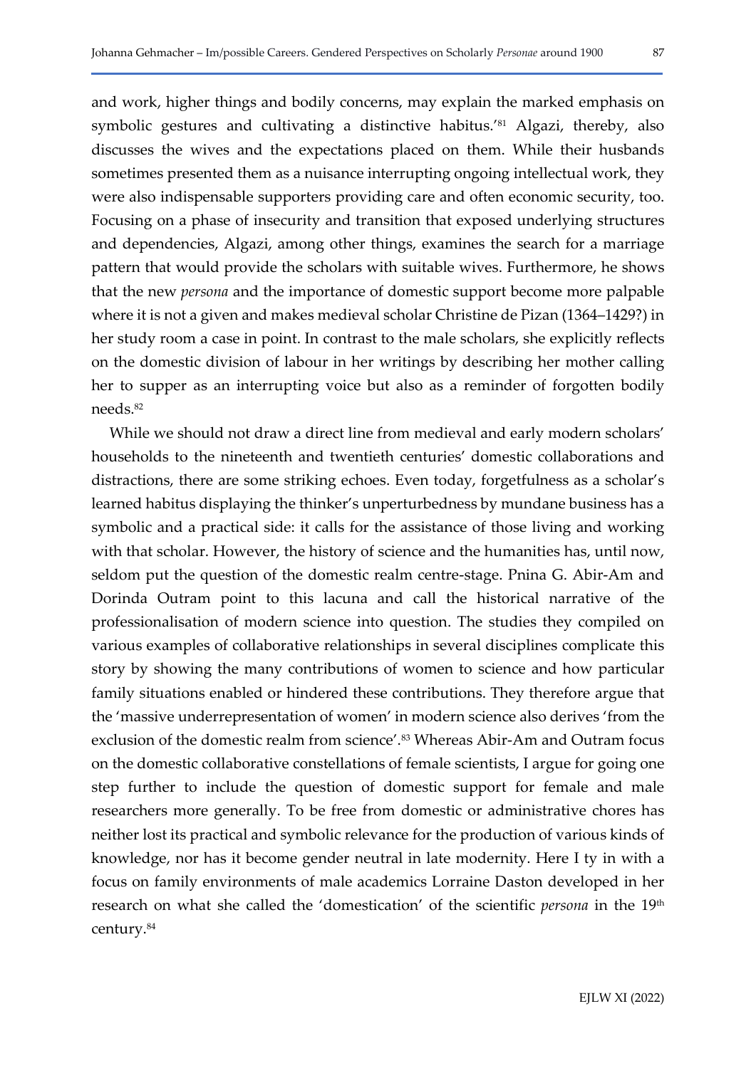and work, higher things and bodily concerns, may explain the marked emphasis on symbolic gestures and cultivating a distinctive habitus.'[81] Algazi, thereby, also discusses the wives and the expectations placed on them. While their husbands sometimes presented them as a nuisance interrupting ongoing intellectual work, they were also indispensable supporters providing care and often economic security, too. Focusing on a phase of insecurity and transition that exposed underlying structures and dependencies, Algazi, among other things, examines the search for a marriage pattern that would provide the scholars with suitable wives. Furthermore, he shows that the new *persona* and the importance of domestic support become more palpable where it is not a given and makes medieval scholar Christine de Pizan (1364–1429?) in her study room a case in point. In contrast to the male scholars, she explicitly reflects on the domestic division of labour in her writings by describing her mother calling her to supper as an interrupting voice but also as a reminder of forgotten bodily needs.[82]

While we should not draw a direct line from medieval and early modern scholars' households to the nineteenth and twentieth centuries' domestic collaborations and distractions, there are some striking echoes. Even today, forgetfulness as a scholar's learned habitus displaying the thinker's unperturbedness by mundane business has a symbolic and a practical side: it calls for the assistance of those living and working with that scholar. However, the history of science and the humanities has, until now, seldom put the question of the domestic realm centre-stage. Pnina G. Abir-Am and Dorinda Outram point to this lacuna and call the historical narrative of the professionalisation of modern science into question. The studies they compiled on various examples of collaborative relationships in several disciplines complicate this story by showing the many contributions of women to science and how particular family situations enabled or hindered these contributions. They therefore argue that the 'massive underrepresentation of women' in modern science also derives 'from the exclusion of the domestic realm from science'.[83] Whereas Abir-Am and Outram focus on the domestic collaborative constellations of female scientists, I argue for going one step further to include the question of domestic support for female and male researchers more generally. To be free from domestic or administrative chores has neither lost its practical and symbolic relevance for the production of various kinds of knowledge, nor has it become gender neutral in late modernity. Here I ty in with a focus on family environments of male academics Lorraine Daston developed in her research on what she called the 'domestication' of the scientific *persona* in the 19th century.[84]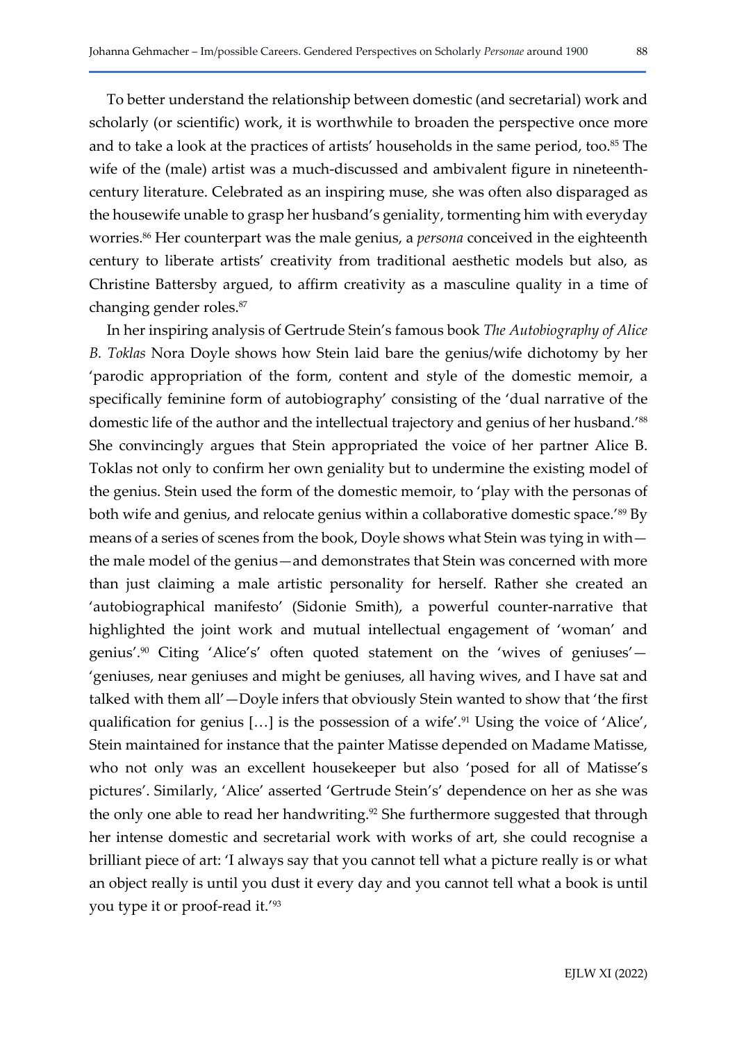To better understand the relationship between domestic (and secretarial) work and scholarly (or scientific) work, it is worthwhile to broaden the perspective once more and to take a look at the practices of artists' households in the same period, too.[85] The wife of the (male) artist was a much-discussed and ambivalent figure in nineteenth-century literature. Celebrated as an inspiring muse, she was often also disparaged as the housewife unable to grasp her husband's geniality, tormenting him with everyday worries.[86] Her counterpart was the male genius, a *persona* conceived in the eighteenth century to liberate artists' creativity from traditional aesthetic models but also, as Christine Battersby argued, to affirm creativity as a masculine quality in a time of changing gender roles.[87]

In her inspiring analysis of Gertrude Stein's famous book *The Autobiography of Alice B. Toklas* Nora Doyle shows how Stein laid bare the genius/wife dichotomy by her 'parodic appropriation of the form, content and style of the domestic memoir, a specifically feminine form of autobiography' consisting of the 'dual narrative of the domestic life of the author and the intellectual trajectory and genius of her husband.'[88] She convincingly argues that Stein appropriated the voice of her partner Alice B. Toklas not only to confirm her own geniality but to undermine the existing model of the genius. Stein used the form of the domestic memoir, to 'play with the personas of both wife and genius, and relocate genius within a collaborative domestic space.'[89] By means of a series of scenes from the book, Doyle shows what Stein was tying in with—the male model of the genius—and demonstrates that Stein was concerned with more than just claiming a male artistic personality for herself. Rather she created an 'autobiographical manifesto' (Sidonie Smith), a powerful counter-narrative that highlighted the joint work and mutual intellectual engagement of 'woman' and genius'.[90] Citing 'Alice's' often quoted statement on the 'wives of geniuses'—'geniuses, near geniuses and might be geniuses, all having wives, and I have sat and talked with them all'—Doyle infers that obviously Stein wanted to show that 'the first qualification for genius […] is the possession of a wife'.[91] Using the voice of 'Alice', Stein maintained for instance that the painter Matisse depended on Madame Matisse, who not only was an excellent housekeeper but also 'posed for all of Matisse's pictures'. Similarly, 'Alice' asserted 'Gertrude Stein's' dependence on her as she was the only one able to read her handwriting.[92] She furthermore suggested that through her intense domestic and secretarial work with works of art, she could recognise a brilliant piece of art: 'I always say that you cannot tell what a picture really is or what an object really is until you dust it every day and you cannot tell what a book is until you type it or proof-read it.'[93]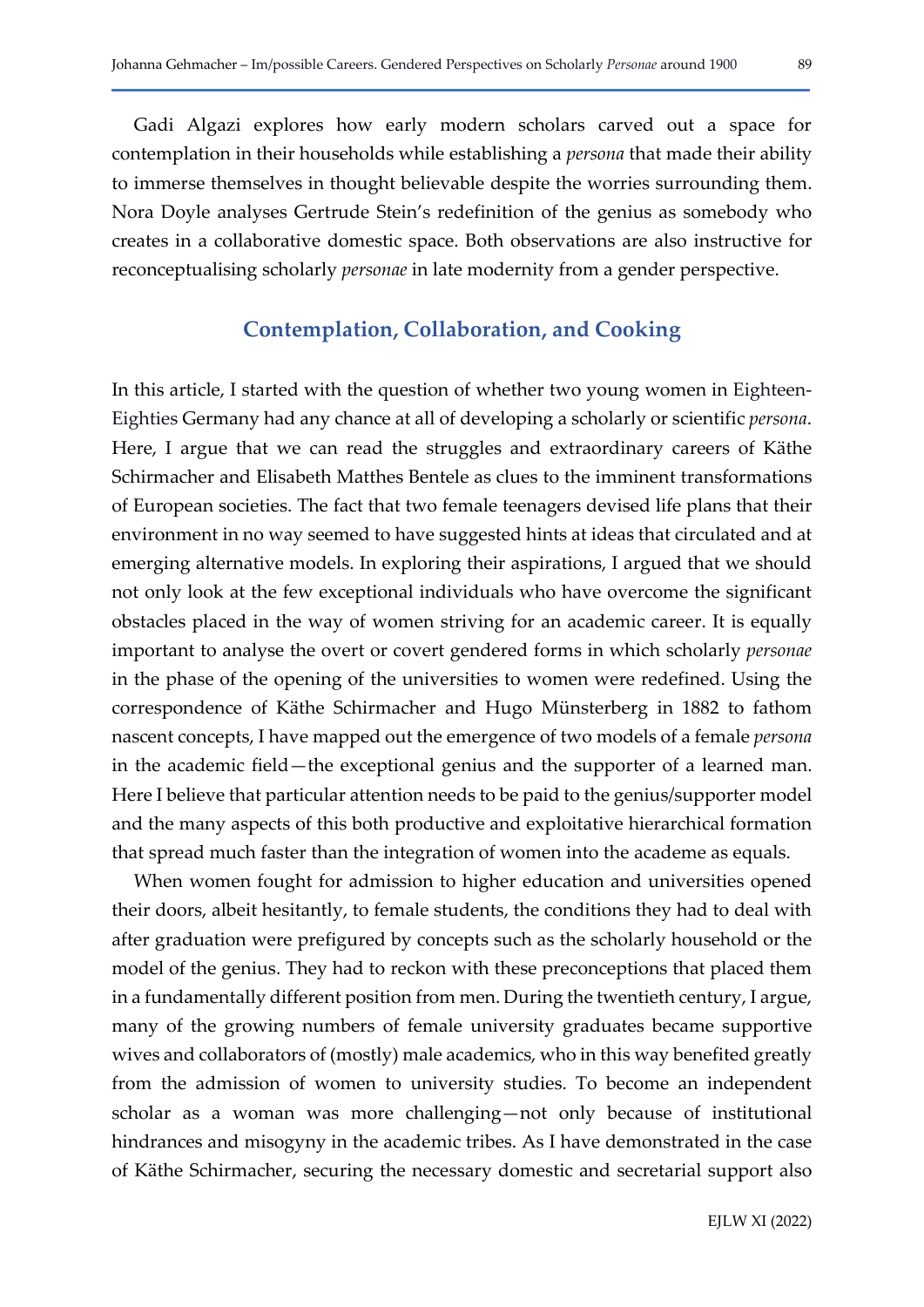Gadi Algazi explores how early modern scholars carved out a space for contemplation in their households while establishing a *persona* that made their ability to immerse themselves in thought believable despite the worries surrounding them. Nora Doyle analyses Gertrude Stein's redefinition of the genius as somebody who creates in a collaborative domestic space. Both observations are also instructive for reconceptualising scholarly *personae* in late modernity from a gender perspective.

## Contemplation, Collaboration, and Cooking

In this article, I started with the question of whether two young women in Eighteen-Eighties Germany had any chance at all of developing a scholarly or scientific *persona*. Here, I argue that we can read the struggles and extraordinary careers of Käthe Schirmacher and Elisabeth Matthes Bentele as clues to the imminent transformations of European societies. The fact that two female teenagers devised life plans that their environment in no way seemed to have suggested hints at ideas that circulated and at emerging alternative models. In exploring their aspirations, I argued that we should not only look at the few exceptional individuals who have overcome the significant obstacles placed in the way of women striving for an academic career. It is equally important to analyse the overt or covert gendered forms in which scholarly *personae* in the phase of the opening of the universities to women were redefined. Using the correspondence of Käthe Schirmacher and Hugo Münsterberg in 1882 to fathom nascent concepts, I have mapped out the emergence of two models of a female *persona* in the academic field—the exceptional genius and the supporter of a learned man. Here I believe that particular attention needs to be paid to the genius/supporter model and the many aspects of this both productive and exploitative hierarchical formation that spread much faster than the integration of women into the academe as equals.

When women fought for admission to higher education and universities opened their doors, albeit hesitantly, to female students, the conditions they had to deal with after graduation were prefigured by concepts such as the scholarly household or the model of the genius. They had to reckon with these preconceptions that placed them in a fundamentally different position from men. During the twentieth century, I argue, many of the growing numbers of female university graduates became supportive wives and collaborators of (mostly) male academics, who in this way benefited greatly from the admission of women to university studies. To become an independent scholar as a woman was more challenging—not only because of institutional hindrances and misogyny in the academic tribes. As I have demonstrated in the case of Käthe Schirmacher, securing the necessary domestic and secretarial support also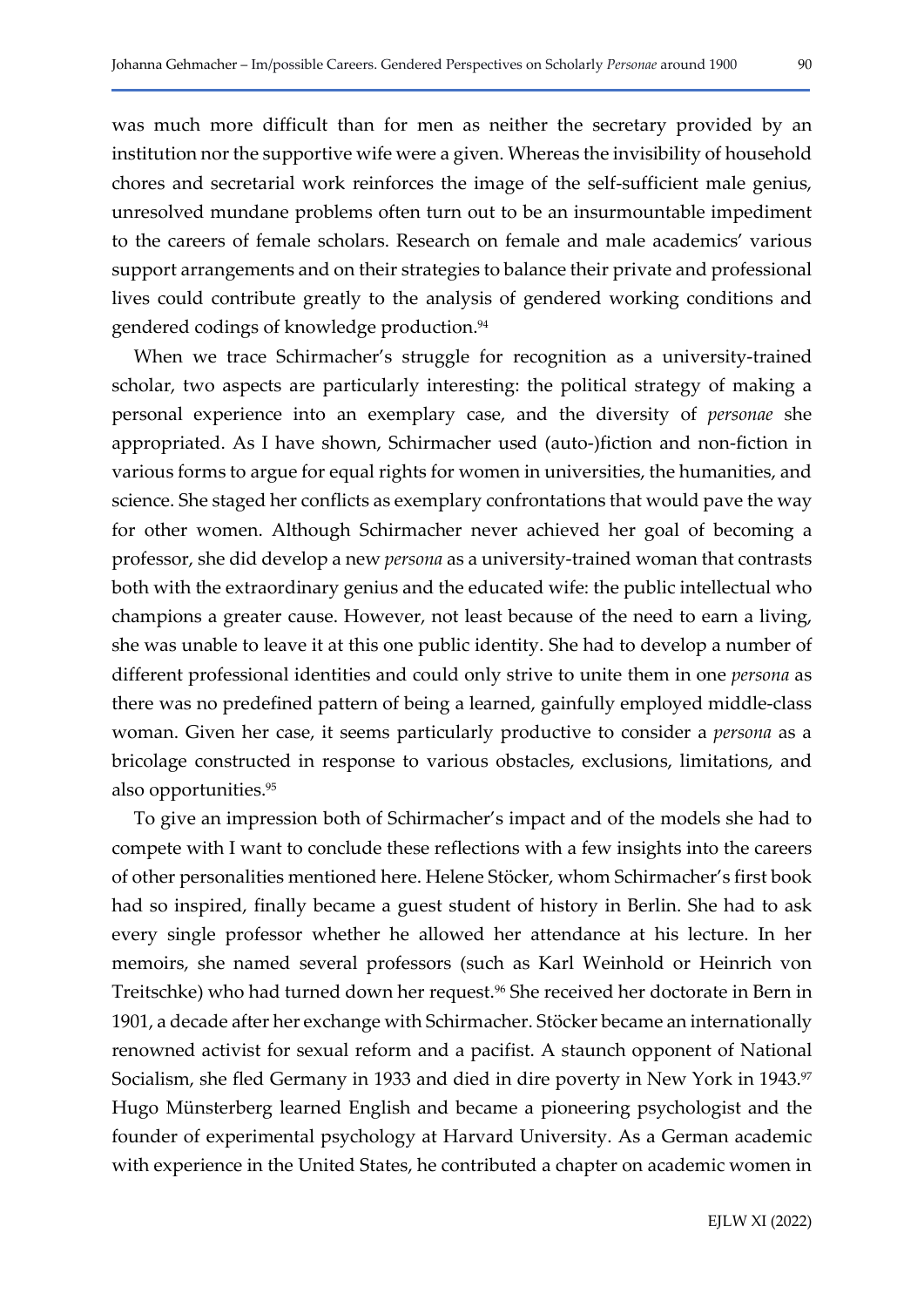was much more difficult than for men as neither the secretary provided by an institution nor the supportive wife were a given. Whereas the invisibility of household chores and secretarial work reinforces the image of the self-sufficient male genius, unresolved mundane problems often turn out to be an insurmountable impediment to the careers of female scholars. Research on female and male academics' various support arrangements and on their strategies to balance their private and professional lives could contribute greatly to the analysis of gendered working conditions and gendered codings of knowledge production.[94]

When we trace Schirmacher's struggle for recognition as a university-trained scholar, two aspects are particularly interesting: the political strategy of making a personal experience into an exemplary case, and the diversity of *personae* she appropriated. As I have shown, Schirmacher used (auto-)fiction and non-fiction in various forms to argue for equal rights for women in universities, the humanities, and science. She staged her conflicts as exemplary confrontations that would pave the way for other women. Although Schirmacher never achieved her goal of becoming a professor, she did develop a new *persona* as a university-trained woman that contrasts both with the extraordinary genius and the educated wife: the public intellectual who champions a greater cause. However, not least because of the need to earn a living, she was unable to leave it at this one public identity. She had to develop a number of different professional identities and could only strive to unite them in one *persona* as there was no predefined pattern of being a learned, gainfully employed middle-class woman. Given her case, it seems particularly productive to consider a *persona* as a bricolage constructed in response to various obstacles, exclusions, limitations, and also opportunities.[95]

To give an impression both of Schirmacher's impact and of the models she had to compete with I want to conclude these reflections with a few insights into the careers of other personalities mentioned here. Helene Stöcker, whom Schirmacher's first book had so inspired, finally became a guest student of history in Berlin. She had to ask every single professor whether he allowed her attendance at his lecture. In her memoirs, she named several professors (such as Karl Weinhold or Heinrich von Treitschke) who had turned down her request.[96] She received her doctorate in Bern in 1901, a decade after her exchange with Schirmacher. Stöcker became an internationally renowned activist for sexual reform and a pacifist. A staunch opponent of National Socialism, she fled Germany in 1933 and died in dire poverty in New York in 1943.[97] Hugo Münsterberg learned English and became a pioneering psychologist and the founder of experimental psychology at Harvard University. As a German academic with experience in the United States, he contributed a chapter on academic women in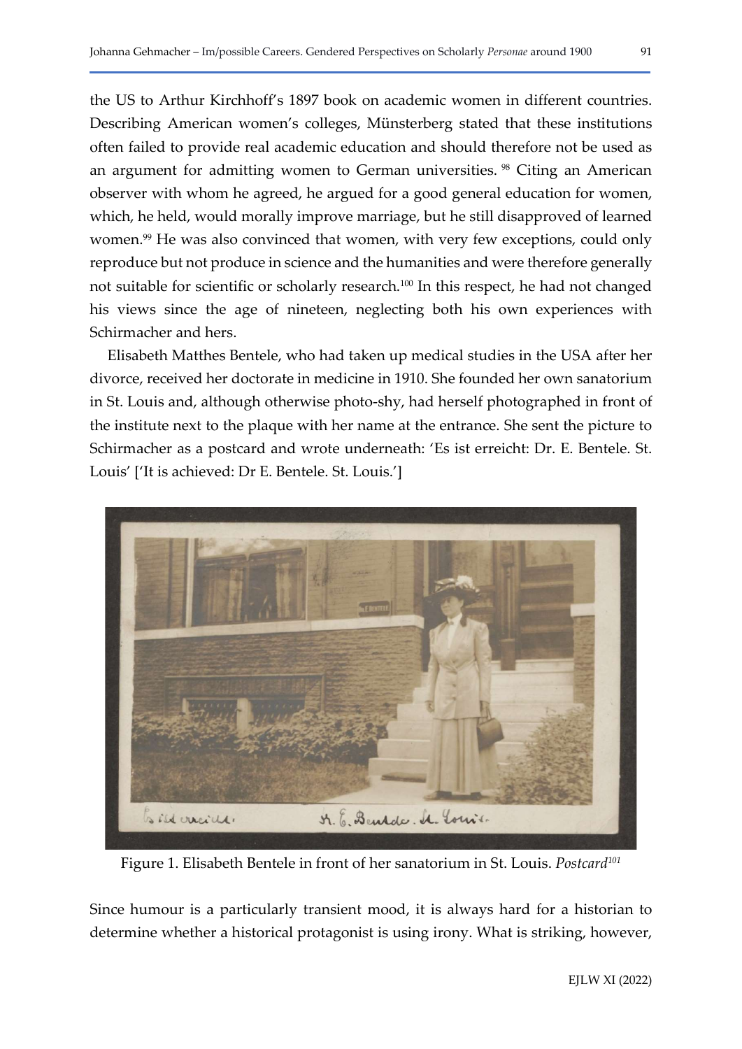the US to Arthur Kirchhoff's 1897 book on academic women in different countries. Describing American women's colleges, Münsterberg stated that these institutions often failed to provide real academic education and should therefore not be used as an argument for admitting women to German universities.[98] Citing an American observer with whom he agreed, he argued for a good general education for women, which, he held, would morally improve marriage, but he still disapproved of learned women.[99] He was also convinced that women, with very few exceptions, could only reproduce but not produce in science and the humanities and were therefore generally not suitable for scientific or scholarly research.[100] In this respect, he had not changed his views since the age of nineteen, neglecting both his own experiences with Schirmacher and hers.

Elisabeth Matthes Bentele, who had taken up medical studies in the USA after her divorce, received her doctorate in medicine in 1910. She founded her own sanatorium in St. Louis and, although otherwise photo-shy, had herself photographed in front of the institute next to the plaque with her name at the entrance. She sent the picture to Schirmacher as a postcard and wrote underneath: 'Es ist erreicht: Dr. E. Bentele. St. Louis' ['It is achieved: Dr E. Bentele. St. Louis.']

Figure 1. Elisabeth Bentele in front of her sanatorium in St. Louis. *Postcard*[101]

Since humour is a particularly transient mood, it is always hard for a historian to determine whether a historical protagonist is using irony. What is striking, however,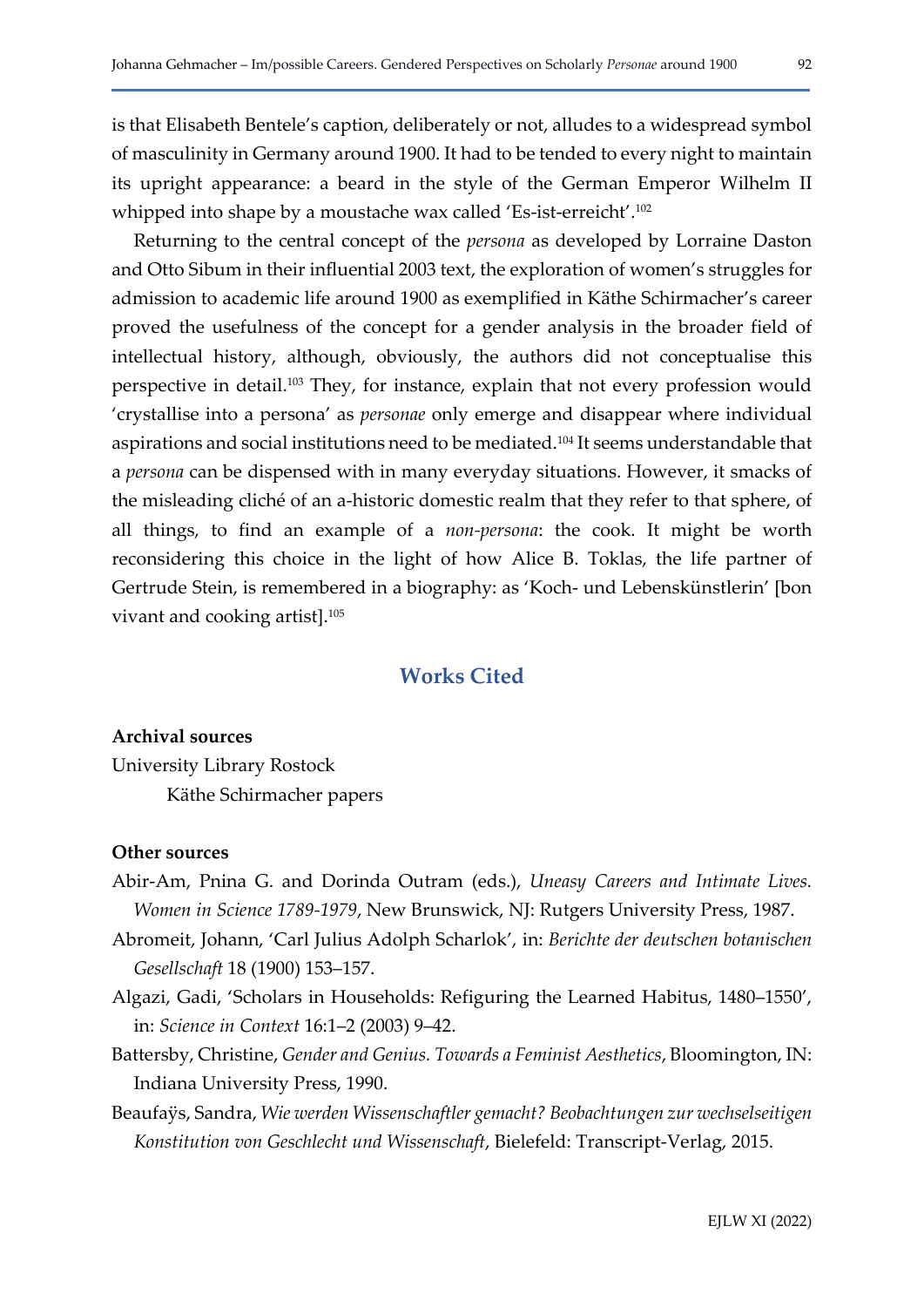is that Elisabeth Bentele's caption, deliberately or not, alludes to a widespread symbol of masculinity in Germany around 1900. It had to be tended to every night to maintain its upright appearance: a beard in the style of the German Emperor Wilhelm II whipped into shape by a moustache wax called 'Es-ist-erreicht'.[102]

Returning to the central concept of the *persona* as developed by Lorraine Daston and Otto Sibum in their influential 2003 text, the exploration of women's struggles for admission to academic life around 1900 as exemplified in Käthe Schirmacher's career proved the usefulness of the concept for a gender analysis in the broader field of intellectual history, although, obviously, the authors did not conceptualise this perspective in detail.[103] They, for instance, explain that not every profession would 'crystallise into a persona' as *personae* only emerge and disappear where individual aspirations and social institutions need to be mediated.[104] It seems understandable that a *persona* can be dispensed with in many everyday situations. However, it smacks of the misleading cliché of an a-historic domestic realm that they refer to that sphere, of all things, to find an example of a *non-persona*: the cook. It might be worth reconsidering this choice in the light of how Alice B. Toklas, the life partner of Gertrude Stein, is remembered in a biography: as 'Koch- und Lebenskünstlerin' [bon vivant and cooking artist].[105]

## Works Cited

**Archival sources**

University Library Rostock

Käthe Schirmacher papers

**Other sources**

Abir-Am, Pnina G. and Dorinda Outram (eds.), *Uneasy Careers and Intimate Lives. Women in Science 1789-1979*, New Brunswick, NJ: Rutgers University Press, 1987.

Abromeit, Johann, 'Carl Julius Adolph Scharlok', in: *Berichte der deutschen botanischen Gesellschaft* 18 (1900) 153–157.

Algazi, Gadi, 'Scholars in Households: Refiguring the Learned Habitus, 1480–1550', in: *Science in Context* 16:1–2 (2003) 9–42.

Battersby, Christine, *Gender and Genius. Towards a Feminist Aesthetics*, Bloomington, IN: Indiana University Press, 1990.

Beaufaÿs, Sandra, *Wie werden Wissenschaftler gemacht? Beobachtungen zur wechselseitigen Konstitution von Geschlecht und Wissenschaft*, Bielefeld: Transcript-Verlag, 2015.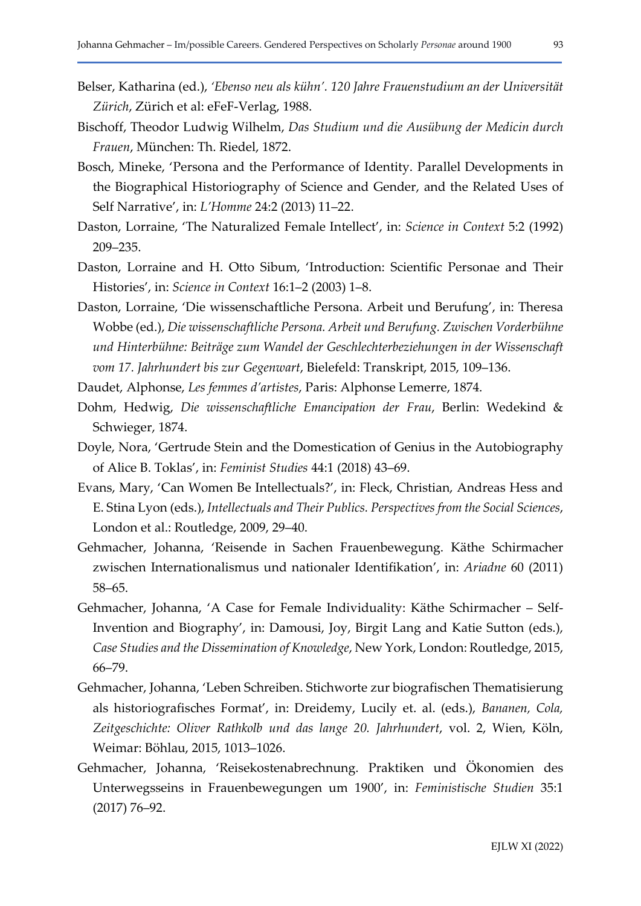Belser, Katharina (ed.), *'Ebenso neu als kühn'. 120 Jahre Frauenstudium an der Universität Zürich*, Zürich et al: eFeF-Verlag, 1988.

Bischoff, Theodor Ludwig Wilhelm, *Das Studium und die Ausübung der Medicin durch Frauen*, München: Th. Riedel, 1872.

Bosch, Mineke, 'Persona and the Performance of Identity. Parallel Developments in the Biographical Historiography of Science and Gender, and the Related Uses of Self Narrative', in: *L'Homme* 24:2 (2013) 11–22.

Daston, Lorraine, 'The Naturalized Female Intellect', in: *Science in Context* 5:2 (1992) 209–235.

Daston, Lorraine and H. Otto Sibum, 'Introduction: Scientific Personae and Their Histories', in: *Science in Context* 16:1–2 (2003) 1–8.

Daston, Lorraine, 'Die wissenschaftliche Persona. Arbeit und Berufung', in: Theresa Wobbe (ed.), *Die wissenschaftliche Persona. Arbeit und Berufung. Zwischen Vorderbühne und Hinterbühne: Beiträge zum Wandel der Geschlechterbeziehungen in der Wissenschaft vom 17. Jahrhundert bis zur Gegenwart*, Bielefeld: Transkript, 2015, 109–136.

Daudet, Alphonse, *Les femmes d'artistes*, Paris: Alphonse Lemerre, 1874.

Dohm, Hedwig, *Die wissenschaftliche Emancipation der Frau*, Berlin: Wedekind & Schwieger, 1874.

Doyle, Nora, 'Gertrude Stein and the Domestication of Genius in the Autobiography of Alice B. Toklas', in: *Feminist Studies* 44:1 (2018) 43–69.

Evans, Mary, 'Can Women Be Intellectuals?', in: Fleck, Christian, Andreas Hess and E. Stina Lyon (eds.), *Intellectuals and Their Publics. Perspectives from the Social Sciences*, London et al.: Routledge, 2009, 29–40.

Gehmacher, Johanna, 'Reisende in Sachen Frauenbewegung. Käthe Schirmacher zwischen Internationalismus und nationaler Identifikation', in: *Ariadne* 60 (2011) 58–65.

Gehmacher, Johanna, 'A Case for Female Individuality: Käthe Schirmacher – Self-Invention and Biography', in: Damousi, Joy, Birgit Lang and Katie Sutton (eds.), *Case Studies and the Dissemination of Knowledge*, New York, London: Routledge, 2015, 66–79.

Gehmacher, Johanna, 'Leben Schreiben. Stichworte zur biografischen Thematisierung als historiografisches Format', in: Dreidemy, Lucily et. al. (eds.), *Bananen, Cola, Zeitgeschichte: Oliver Rathkolb und das lange 20. Jahrhundert*, vol. 2, Wien, Köln, Weimar: Böhlau, 2015, 1013–1026.

Gehmacher, Johanna, 'Reisekostenabrechnung. Praktiken und Ökonomien des Unterwegsseins in Frauenbewegungen um 1900', in: *Feministische Studien* 35:1 (2017) 76–92.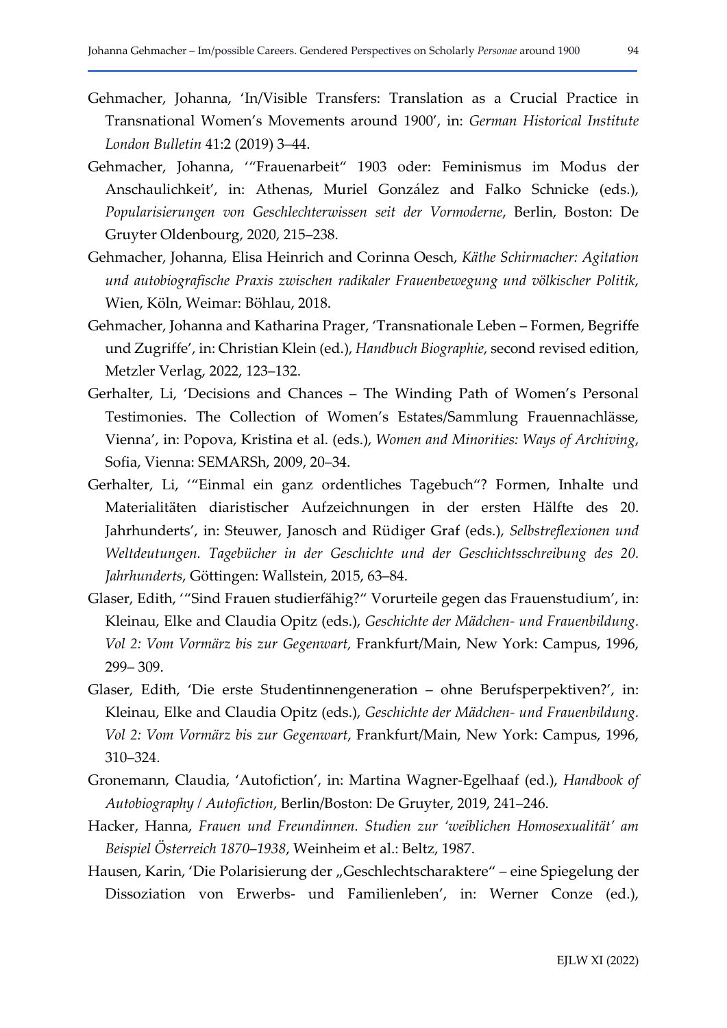Gehmacher, Johanna, 'In/Visible Transfers: Translation as a Crucial Practice in Transnational Women's Movements around 1900', in: *German Historical Institute London Bulletin* 41:2 (2019) 3–44.

Gehmacher, Johanna, '"Frauenarbeit" 1903 oder: Feminismus im Modus der Anschaulichkeit', in: Athenas, Muriel González and Falko Schnicke (eds.), *Popularisierungen von Geschlechterwissen seit der Vormoderne*, Berlin, Boston: De Gruyter Oldenbourg, 2020, 215–238.

Gehmacher, Johanna, Elisa Heinrich and Corinna Oesch, *Käthe Schirmacher: Agitation und autobiografische Praxis zwischen radikaler Frauenbewegung und völkischer Politik*, Wien, Köln, Weimar: Böhlau, 2018.

Gehmacher, Johanna and Katharina Prager, 'Transnationale Leben – Formen, Begriffe und Zugriffe', in: Christian Klein (ed.), *Handbuch Biographie*, second revised edition, Metzler Verlag, 2022, 123–132.

Gerhalter, Li, 'Decisions and Chances – The Winding Path of Women's Personal Testimonies. The Collection of Women's Estates/Sammlung Frauennachlässe, Vienna', in: Popova, Kristina et al. (eds.), *Women and Minorities: Ways of Archiving*, Sofia, Vienna: SEMARSh, 2009, 20–34.

Gerhalter, Li, '"Einmal ein ganz ordentliches Tagebuch"? Formen, Inhalte und Materialitäten diaristischer Aufzeichnungen in der ersten Hälfte des 20. Jahrhunderts', in: Steuwer, Janosch and Rüdiger Graf (eds.), *Selbstreflexionen und Weltdeutungen. Tagebücher in der Geschichte und der Geschichtsschreibung des 20. Jahrhunderts*, Göttingen: Wallstein, 2015, 63–84.

Glaser, Edith, '"Sind Frauen studierfähig?" Vorurteile gegen das Frauenstudium', in: Kleinau, Elke and Claudia Opitz (eds.), *Geschichte der Mädchen- und Frauenbildung. Vol 2: Vom Vormärz bis zur Gegenwart,* Frankfurt/Main, New York: Campus, 1996, 299– 309.

Glaser, Edith, 'Die erste Studentinnengeneration – ohne Berufsperpektiven?', in: Kleinau, Elke and Claudia Opitz (eds.), *Geschichte der Mädchen- und Frauenbildung. Vol 2: Vom Vormärz bis zur Gegenwart*, Frankfurt/Main, New York: Campus, 1996, 310–324.

Gronemann, Claudia, 'Autofiction', in: Martina Wagner-Egelhaaf (ed.), *Handbook of Autobiography / Autofiction*, Berlin/Boston: De Gruyter, 2019, 241–246.

Hacker, Hanna, *Frauen und Freundinnen. Studien zur 'weiblichen Homosexualität' am Beispiel Österreich 1870–1938*, Weinheim et al.: Beltz, 1987.

Hausen, Karin, 'Die Polarisierung der „Geschlechtscharaktere" – eine Spiegelung der Dissoziation von Erwerbs- und Familienleben', in: Werner Conze (ed.),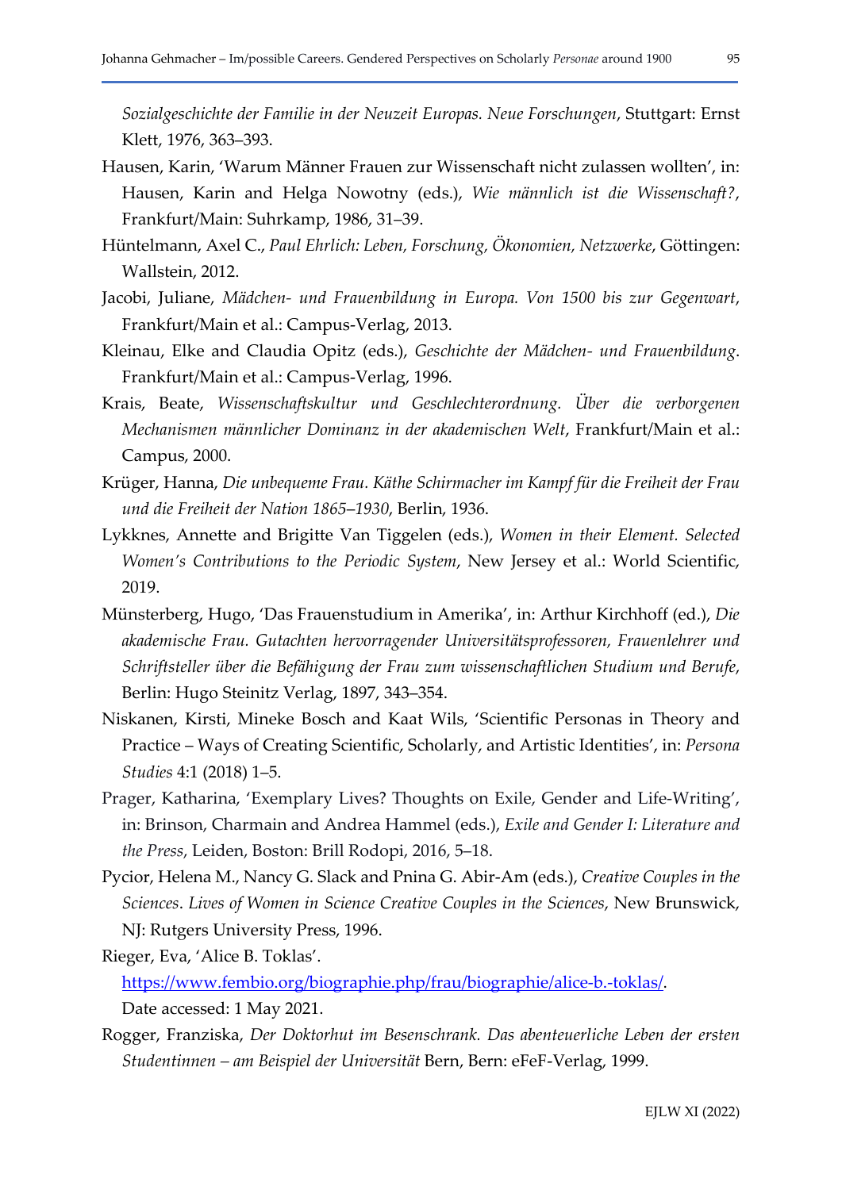*Sozialgeschichte der Familie in der Neuzeit Europas. Neue Forschungen*, Stuttgart: Ernst Klett, 1976, 363–393.

Hausen, Karin, 'Warum Männer Frauen zur Wissenschaft nicht zulassen wollten', in: Hausen, Karin and Helga Nowotny (eds.), *Wie männlich ist die Wissenschaft?*, Frankfurt/Main: Suhrkamp, 1986, 31–39.

Hüntelmann, Axel C., *Paul Ehrlich: Leben, Forschung, Ökonomien, Netzwerke*, Göttingen: Wallstein, 2012.

Jacobi, Juliane, *Mädchen- und Frauenbildung in Europa. Von 1500 bis zur Gegenwart*, Frankfurt/Main et al.: Campus-Verlag, 2013.

Kleinau, Elke and Claudia Opitz (eds.), *Geschichte der Mädchen- und Frauenbildung*. Frankfurt/Main et al.: Campus-Verlag, 1996.

Krais, Beate, *Wissenschaftskultur und Geschlechterordnung. Über die verborgenen Mechanismen männlicher Dominanz in der akademischen Welt*, Frankfurt/Main et al.: Campus, 2000.

Krüger, Hanna, *Die unbequeme Frau. Käthe Schirmacher im Kampf für die Freiheit der Frau und die Freiheit der Nation 1865–1930*, Berlin, 1936.

Lykknes, Annette and Brigitte Van Tiggelen (eds.), *Women in their Element. Selected Women's Contributions to the Periodic System*, New Jersey et al.: World Scientific, 2019.

Münsterberg, Hugo, 'Das Frauenstudium in Amerika', in: Arthur Kirchhoff (ed.), *Die akademische Frau. Gutachten hervorragender Universitätsprofessoren, Frauenlehrer und Schriftsteller über die Befähigung der Frau zum wissenschaftlichen Studium und Berufe*, Berlin: Hugo Steinitz Verlag, 1897, 343–354.

Niskanen, Kirsti, Mineke Bosch and Kaat Wils, 'Scientific Personas in Theory and Practice – Ways of Creating Scientific, Scholarly, and Artistic Identities', in: *Persona Studies* 4:1 (2018) 1–5.

Prager, Katharina, 'Exemplary Lives? Thoughts on Exile, Gender and Life-Writing', in: Brinson, Charmain and Andrea Hammel (eds.), *Exile and Gender I: Literature and the Press*, Leiden, Boston: Brill Rodopi, 2016, 5–18.

Pycior, Helena M., Nancy G. Slack and Pnina G. Abir-Am (eds.), *Creative Couples in the Sciences*. *Lives of Women in Science Creative Couples in the Sciences*, New Brunswick, NJ: Rutgers University Press, 1996.

Rieger, Eva, 'Alice B. Toklas'. https://www.fembio.org/biographie.php/frau/biographie/alice-b.-toklas/. Date accessed: 1 May 2021.

Rogger, Franziska, *Der Doktorhut im Besenschrank. Das abenteuerliche Leben der ersten Studentinnen – am Beispiel der Universität* Bern, Bern: eFeF-Verlag, 1999.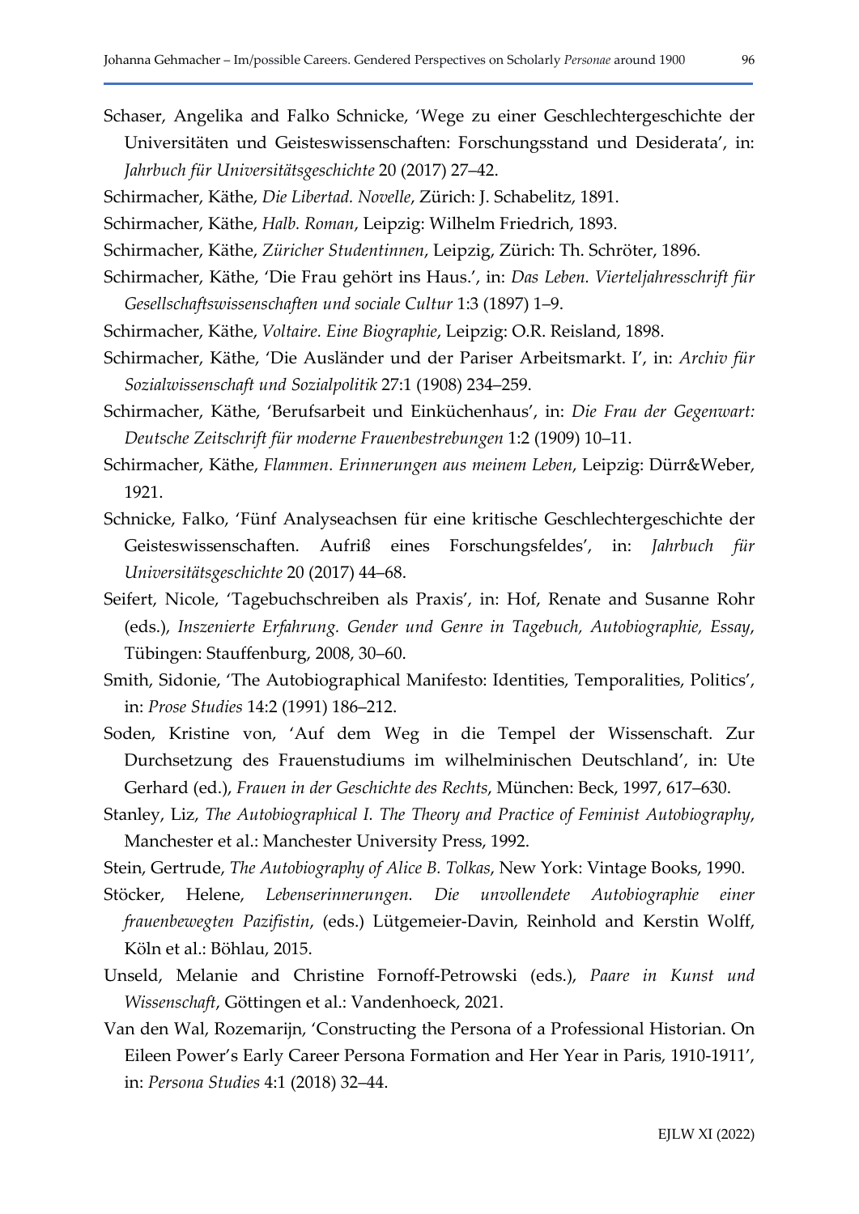Schaser, Angelika and Falko Schnicke, 'Wege zu einer Geschlechtergeschichte der Universitäten und Geisteswissenschaften: Forschungsstand und Desiderata', in: *Jahrbuch für Universitätsgeschichte* 20 (2017) 27–42.

Schirmacher, Käthe, *Die Libertad. Novelle*, Zürich: J. Schabelitz, 1891.

Schirmacher, Käthe, *Halb. Roman*, Leipzig: Wilhelm Friedrich, 1893.

Schirmacher, Käthe, *Züricher Studentinnen*, Leipzig, Zürich: Th. Schröter, 1896.

Schirmacher, Käthe, 'Die Frau gehört ins Haus.', in: *Das Leben. Vierteljahresschrift für Gesellschaftswissenschaften und sociale Cultur* 1:3 (1897) 1–9.

Schirmacher, Käthe, *Voltaire. Eine Biographie*, Leipzig: O.R. Reisland, 1898.

Schirmacher, Käthe, 'Die Ausländer und der Pariser Arbeitsmarkt. I', in: *Archiv für Sozialwissenschaft und Sozialpolitik* 27:1 (1908) 234–259.

Schirmacher, Käthe, 'Berufsarbeit und Einküchenhaus', in: *Die Frau der Gegenwart: Deutsche Zeitschrift für moderne Frauenbestrebungen* 1:2 (1909) 10–11.

Schirmacher, Käthe, *Flammen. Erinnerungen aus meinem Leben*, Leipzig: Dürr&Weber, 1921.

Schnicke, Falko, 'Fünf Analyseachsen für eine kritische Geschlechtergeschichte der Geisteswissenschaften. Aufriß eines Forschungsfeldes', in: *Jahrbuch für Universitätsgeschichte* 20 (2017) 44–68.

Seifert, Nicole, 'Tagebuchschreiben als Praxis', in: Hof, Renate and Susanne Rohr (eds.), *Inszenierte Erfahrung. Gender und Genre in Tagebuch, Autobiographie, Essay*, Tübingen: Stauffenburg, 2008, 30–60.

Smith, Sidonie, 'The Autobiographical Manifesto: Identities, Temporalities, Politics', in: *Prose Studies* 14:2 (1991) 186–212.

Soden, Kristine von, 'Auf dem Weg in die Tempel der Wissenschaft. Zur Durchsetzung des Frauenstudiums im wilhelminischen Deutschland', in: Ute Gerhard (ed.), *Frauen in der Geschichte des Rechts*, München: Beck, 1997, 617–630.

Stanley, Liz, *The Autobiographical I. The Theory and Practice of Feminist Autobiography*, Manchester et al.: Manchester University Press, 1992.

Stein, Gertrude, *The Autobiography of Alice B. Tolkas*, New York: Vintage Books, 1990.

Stöcker, Helene, *Lebenserinnerungen. Die unvollendete Autobiographie einer frauenbewegten Pazifistin*, (eds.) Lütgemeier-Davin, Reinhold and Kerstin Wolff, Köln et al.: Böhlau, 2015.

Unseld, Melanie and Christine Fornoff-Petrowski (eds.), *Paare in Kunst und Wissenschaft*, Göttingen et al.: Vandenhoeck, 2021.

Van den Wal, Rozemarijn, 'Constructing the Persona of a Professional Historian. On Eileen Power's Early Career Persona Formation and Her Year in Paris, 1910-1911', in: *Persona Studies* 4:1 (2018) 32–44.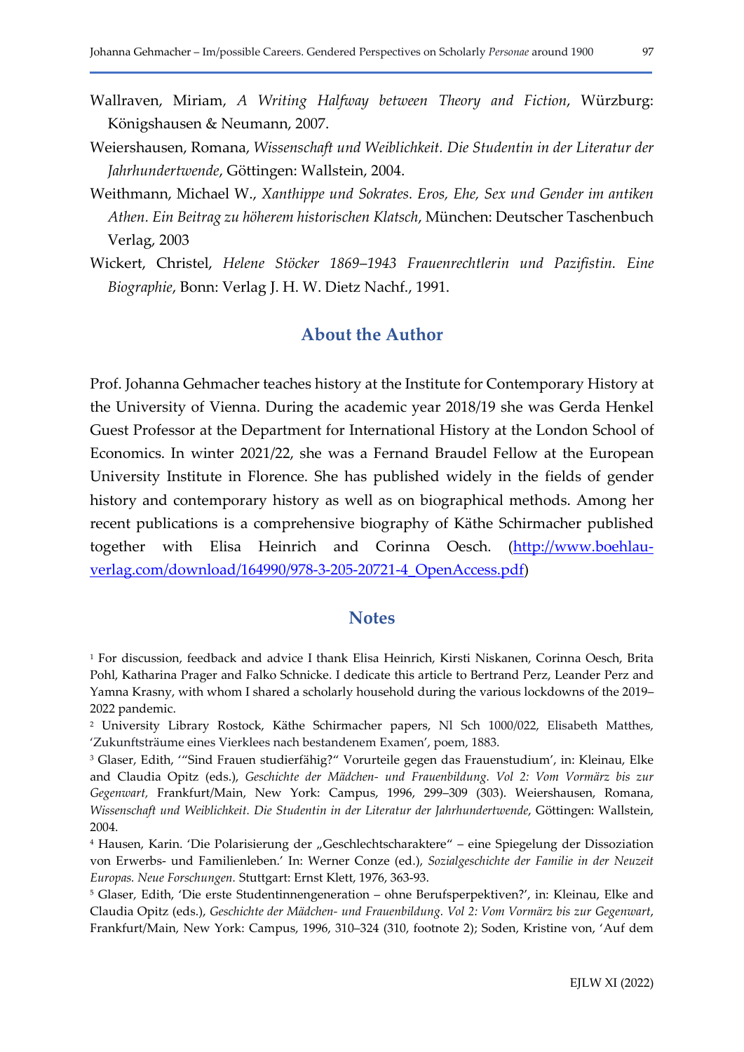Wallraven, Miriam, *A Writing Halfway between Theory and Fiction*, Würzburg: Königshausen & Neumann, 2007.

Weiershausen, Romana, *Wissenschaft und Weiblichkeit. Die Studentin in der Literatur der Jahrhundertwende*, Göttingen: Wallstein, 2004.

Weithmann, Michael W., *Xanthippe und Sokrates. Eros, Ehe, Sex und Gender im antiken Athen. Ein Beitrag zu höherem historischen Klatsch*, München: Deutscher Taschenbuch Verlag, 2003

Wickert, Christel, *Helene Stöcker 1869–1943 Frauenrechtlerin und Pazifistin. Eine Biographie*, Bonn: Verlag J. H. W. Dietz Nachf., 1991.

## About the Author

Prof. Johanna Gehmacher teaches history at the Institute for Contemporary History at the University of Vienna. During the academic year 2018/19 she was Gerda Henkel Guest Professor at the Department for International History at the London School of Economics. In winter 2021/22, she was a Fernand Braudel Fellow at the European University Institute in Florence. She has published widely in the fields of gender history and contemporary history as well as on biographical methods. Among her recent publications is a comprehensive biography of Käthe Schirmacher published together with Elisa Heinrich and Corinna Oesch. (http://www.boehlau-verlag.com/download/164990/978-3-205-20721-4_OpenAccess.pdf)

## Notes

[1] For discussion, feedback and advice I thank Elisa Heinrich, Kirsti Niskanen, Corinna Oesch, Brita Pohl, Katharina Prager and Falko Schnicke. I dedicate this article to Bertrand Perz, Leander Perz and Yamna Krasny, with whom I shared a scholarly household during the various lockdowns of the 2019–2022 pandemic.

[2] University Library Rostock, Käthe Schirmacher papers, Nl Sch 1000/022, Elisabeth Matthes, 'Zukunftsträume eines Vierklees nach bestandenem Examen', poem, 1883.

[3] Glaser, Edith, '"Sind Frauen studierfähig?" Vorurteile gegen das Frauenstudium', in: Kleinau, Elke and Claudia Opitz (eds.), *Geschichte der Mädchen- und Frauenbildung. Vol 2: Vom Vormärz bis zur Gegenwart*, Frankfurt/Main, New York: Campus, 1996, 299–309 (303). Weiershausen, Romana, *Wissenschaft und Weiblichkeit. Die Studentin in der Literatur der Jahrhundertwende*, Göttingen: Wallstein, 2004.

[4] Hausen, Karin. 'Die Polarisierung der „Geschlechtscharaktere" – eine Spiegelung der Dissoziation von Erwerbs- und Familienleben.' In: Werner Conze (ed.), *Sozialgeschichte der Familie in der Neuzeit Europas. Neue Forschungen.* Stuttgart: Ernst Klett, 1976, 363-93.

[5] Glaser, Edith, 'Die erste Studentinnengeneration – ohne Berufsperpektiven?', in: Kleinau, Elke and Claudia Opitz (eds.), *Geschichte der Mädchen- und Frauenbildung. Vol 2: Vom Vormärz bis zur Gegenwart*, Frankfurt/Main, New York: Campus, 1996, 310–324 (310, footnote 2); Soden, Kristine von, 'Auf dem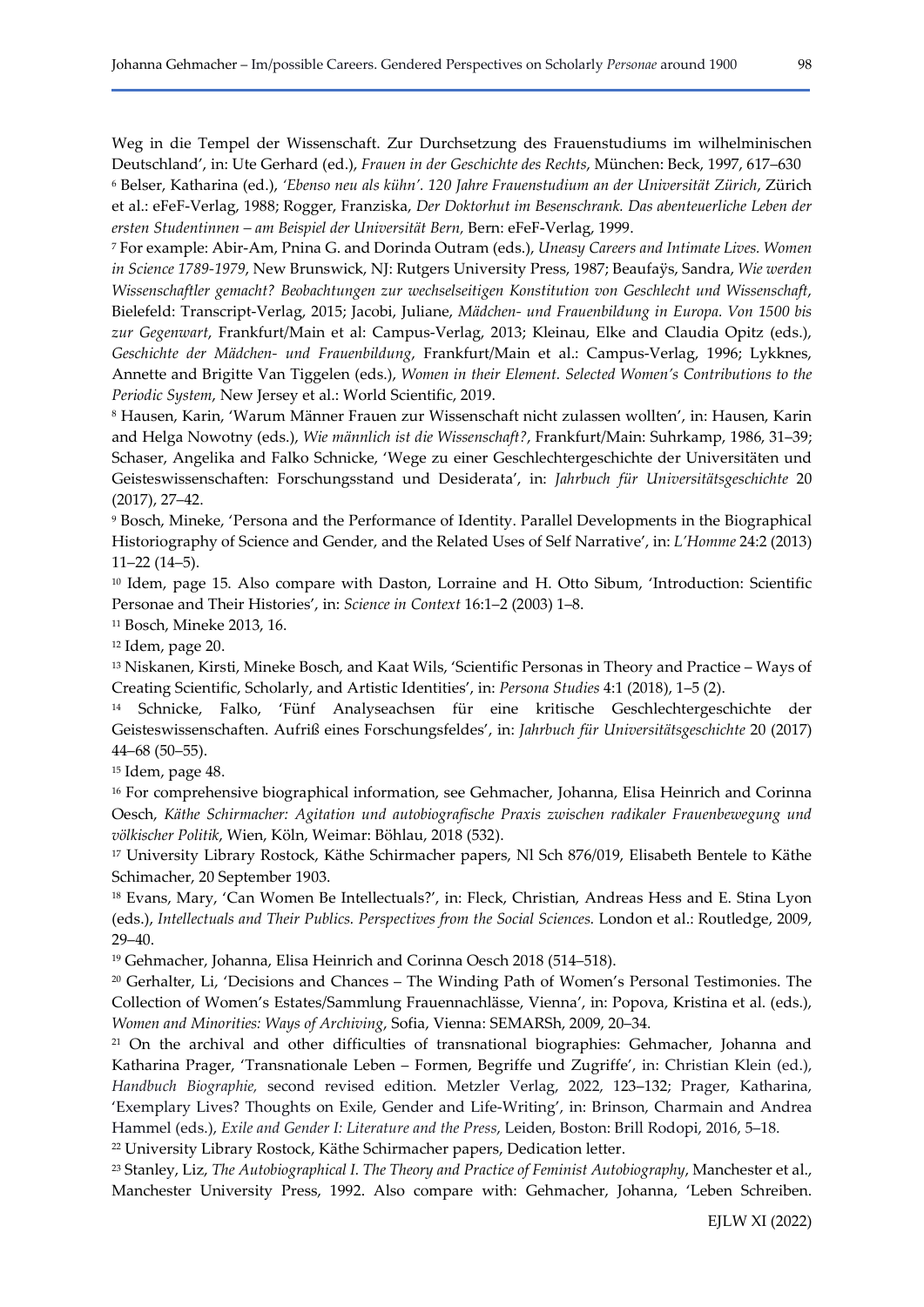Weg in die Tempel der Wissenschaft. Zur Durchsetzung des Frauenstudiums im wilhelminischen Deutschland', in: Ute Gerhard (ed.), *Frauen in der Geschichte des Rechts*, München: Beck, 1997, 617–630

[6] Belser, Katharina (ed.), *'Ebenso neu als kühn'. 120 Jahre Frauenstudium an der Universität Zürich*, Zürich et al.: eFeF-Verlag, 1988; Rogger, Franziska, *Der Doktorhut im Besenschrank. Das abenteuerliche Leben der ersten Studentinnen – am Beispiel der Universität Bern*, Bern: eFeF-Verlag, 1999.

[7] For example: Abir-Am, Pnina G. and Dorinda Outram (eds.), *Uneasy Careers and Intimate Lives. Women in Science 1789-1979*, New Brunswick, NJ: Rutgers University Press, 1987; Beaufaÿs, Sandra, *Wie werden Wissenschaftler gemacht? Beobachtungen zur wechselseitigen Konstitution von Geschlecht und Wissenschaft*, Bielefeld: Transcript-Verlag, 2015; Jacobi, Juliane, *Mädchen- und Frauenbildung in Europa. Von 1500 bis zur Gegenwart*, Frankfurt/Main et al: Campus-Verlag, 2013; Kleinau, Elke and Claudia Opitz (eds.), *Geschichte der Mädchen- und Frauenbildung*, Frankfurt/Main et al.: Campus-Verlag, 1996; Lykknes, Annette and Brigitte Van Tiggelen (eds.), *Women in their Element. Selected Women's Contributions to the Periodic System*, New Jersey et al.: World Scientific, 2019.

[8] Hausen, Karin, 'Warum Männer Frauen zur Wissenschaft nicht zulassen wollten', in: Hausen, Karin and Helga Nowotny (eds.), *Wie männlich ist die Wissenschaft?*, Frankfurt/Main: Suhrkamp, 1986, 31–39; Schaser, Angelika and Falko Schnicke, 'Wege zu einer Geschlechtergeschichte der Universitäten und Geisteswissenschaften: Forschungsstand und Desiderata', in: *Jahrbuch für Universitätsgeschichte* 20 (2017), 27–42.

[9] Bosch, Mineke, 'Persona and the Performance of Identity. Parallel Developments in the Biographical Historiography of Science and Gender, and the Related Uses of Self Narrative', in: *L'Homme* 24:2 (2013) 11–22 (14–5).

[10] Idem, page 15. Also compare with Daston, Lorraine and H. Otto Sibum, 'Introduction: Scientific Personae and Their Histories', in: *Science in Context* 16:1–2 (2003) 1–8.

[11] Bosch, Mineke 2013, 16.

[12] Idem, page 20.

[13] Niskanen, Kirsti, Mineke Bosch, and Kaat Wils, 'Scientific Personas in Theory and Practice – Ways of Creating Scientific, Scholarly, and Artistic Identities', in: *Persona Studies* 4:1 (2018), 1–5 (2).

[14] Schnicke, Falko, 'Fünf Analyseachsen für eine kritische Geschlechtergeschichte der Geisteswissenschaften. Aufriß eines Forschungsfeldes', in: *Jahrbuch für Universitätsgeschichte* 20 (2017) 44–68 (50–55).

[15] Idem, page 48.

[16] For comprehensive biographical information, see Gehmacher, Johanna, Elisa Heinrich and Corinna Oesch, *Käthe Schirmacher: Agitation und autobiografische Praxis zwischen radikaler Frauenbewegung und völkischer Politik*, Wien, Köln, Weimar: Böhlau, 2018 (532).

[17] University Library Rostock, Käthe Schirmacher papers, Nl Sch 876/019, Elisabeth Bentele to Käthe Schimacher, 20 September 1903.

[18] Evans, Mary, 'Can Women Be Intellectuals?', in: Fleck, Christian, Andreas Hess and E. Stina Lyon (eds.), *Intellectuals and Their Publics. Perspectives from the Social Sciences.* London et al.: Routledge, 2009, 29–40.

[19] Gehmacher, Johanna, Elisa Heinrich and Corinna Oesch 2018 (514–518).

[20] Gerhalter, Li, 'Decisions and Chances – The Winding Path of Women's Personal Testimonies. The Collection of Women's Estates/Sammlung Frauennachlässe, Vienna', in: Popova, Kristina et al. (eds.), *Women and Minorities: Ways of Archiving*, Sofia, Vienna: SEMARSh, 2009, 20–34.

[21] On the archival and other difficulties of transnational biographies: Gehmacher, Johanna and Katharina Prager, 'Transnationale Leben – Formen, Begriffe und Zugriffe', in: Christian Klein (ed.), *Handbuch Biographie,* second revised edition. Metzler Verlag, 2022, 123–132; Prager, Katharina, 'Exemplary Lives? Thoughts on Exile, Gender and Life-Writing', in: Brinson, Charmain and Andrea Hammel (eds.), *Exile and Gender I: Literature and the Press*, Leiden, Boston: Brill Rodopi, 2016, 5–18.

[22] University Library Rostock, Käthe Schirmacher papers, Dedication letter.

[23] Stanley, Liz, *The Autobiographical I. The Theory and Practice of Feminist Autobiography*, Manchester et al., Manchester University Press, 1992. Also compare with: Gehmacher, Johanna, 'Leben Schreiben.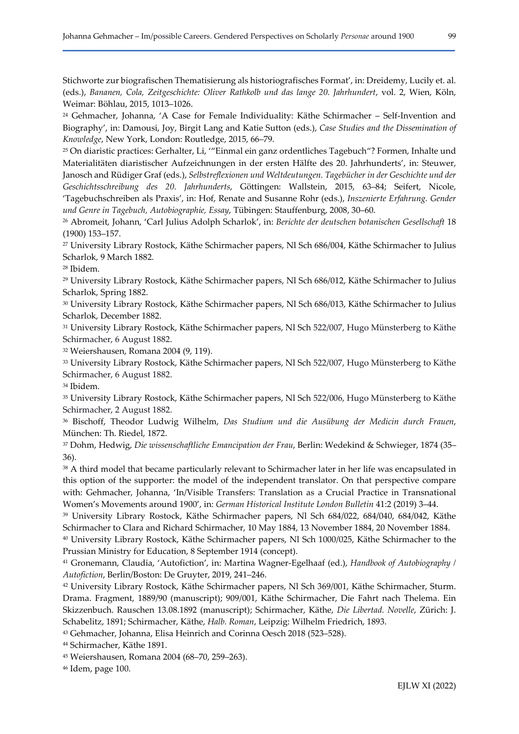Stichworte zur biografischen Thematisierung als historiografisches Format', in: Dreidemy, Lucily et. al. (eds.), *Bananen, Cola, Zeitgeschichte: Oliver Rathkolb und das lange 20. Jahrhundert*, vol. 2, Wien, Köln, Weimar: Böhlau, 2015, 1013–1026.

[24] Gehmacher, Johanna, 'A Case for Female Individuality: Käthe Schirmacher – Self-Invention and Biography', in: Damousi, Joy, Birgit Lang and Katie Sutton (eds.), *Case Studies and the Dissemination of Knowledge*, New York, London: Routledge, 2015, 66–79.

[25] On diaristic practices: Gerhalter, Li, '"Einmal ein ganz ordentliches Tagebuch"? Formen, Inhalte und Materialitäten diaristischer Aufzeichnungen in der ersten Hälfte des 20. Jahrhunderts', in: Steuwer, Janosch and Rüdiger Graf (eds.), *Selbstreflexionen und Weltdeutungen. Tagebücher in der Geschichte und der Geschichtsschreibung des 20. Jahrhunderts*, Göttingen: Wallstein, 2015, 63–84; Seifert, Nicole, 'Tagebuchschreiben als Praxis', in: Hof, Renate and Susanne Rohr (eds.), *Inszenierte Erfahrung. Gender und Genre in Tagebuch, Autobiographie, Essay*, Tübingen: Stauffenburg, 2008, 30–60.

[26] Abromeit, Johann, 'Carl Julius Adolph Scharlok', in: *Berichte der deutschen botanischen Gesellschaft* 18 (1900) 153–157.

[27] University Library Rostock, Käthe Schirmacher papers, Nl Sch 686/004, Käthe Schirmacher to Julius Scharlok, 9 March 1882.

[28] Ibidem.

[29] University Library Rostock, Käthe Schirmacher papers, Nl Sch 686/012, Käthe Schirmacher to Julius Scharlok, Spring 1882.

[30] University Library Rostock, Käthe Schirmacher papers, Nl Sch 686/013, Käthe Schirmacher to Julius Scharlok, December 1882.

[31] University Library Rostock, Käthe Schirmacher papers, Nl Sch 522/007, Hugo Münsterberg to Käthe Schirmacher, 6 August 1882.

[32] Weiershausen, Romana 2004 (9, 119).

[33] University Library Rostock, Käthe Schirmacher papers, Nl Sch 522/007, Hugo Münsterberg to Käthe Schirmacher, 6 August 1882.

[34] Ibidem.

[35] University Library Rostock, Käthe Schirmacher papers, Nl Sch 522/006, Hugo Münsterberg to Käthe Schirmacher, 2 August 1882.

[36] Bischoff, Theodor Ludwig Wilhelm, *Das Studium und die Ausübung der Medicin durch Frauen*, München: Th. Riedel, 1872.

[37] Dohm, Hedwig, *Die wissenschaftliche Emancipation der Frau*, Berlin: Wedekind & Schwieger, 1874 (35–36).

[38] A third model that became particularly relevant to Schirmacher later in her life was encapsulated in this option of the supporter: the model of the independent translator. On that perspective compare with: Gehmacher, Johanna, 'In/Visible Transfers: Translation as a Crucial Practice in Transnational Women's Movements around 1900', in: *German Historical Institute London Bulletin* 41:2 (2019) 3–44.

[39] University Library Rostock, Käthe Schirmacher papers, Nl Sch 684/022, 684/040, 684/042, Käthe Schirmacher to Clara and Richard Schirmacher, 10 May 1884, 13 November 1884, 20 November 1884.

[40] University Library Rostock, Käthe Schirmacher papers, Nl Sch 1000/025, Käthe Schirmacher to the Prussian Ministry for Education, 8 September 1914 (concept).

[41] Gronemann, Claudia, 'Autofiction', in: Martina Wagner-Egelhaaf (ed.), *Handbook of Autobiography / Autofiction*, Berlin/Boston: De Gruyter, 2019, 241–246.

[42] University Library Rostock, Käthe Schirmacher papers, Nl Sch 369/001, Käthe Schirmacher, Sturm. Drama. Fragment, 1889/90 (manuscript); 909/001, Käthe Schirmacher, Die Fahrt nach Thelema. Ein Skizzenbuch. Rauschen 13.08.1892 (manuscript); Schirmacher, Käthe, *Die Libertad. Novelle*, Zürich: J. Schabelitz, 1891; Schirmacher, Käthe, *Halb. Roman*, Leipzig: Wilhelm Friedrich, 1893.

[43] Gehmacher, Johanna, Elisa Heinrich and Corinna Oesch 2018 (523–528).

[44] Schirmacher, Käthe 1891.

[45] Weiershausen, Romana 2004 (68–70, 259–263).

[46] Idem, page 100.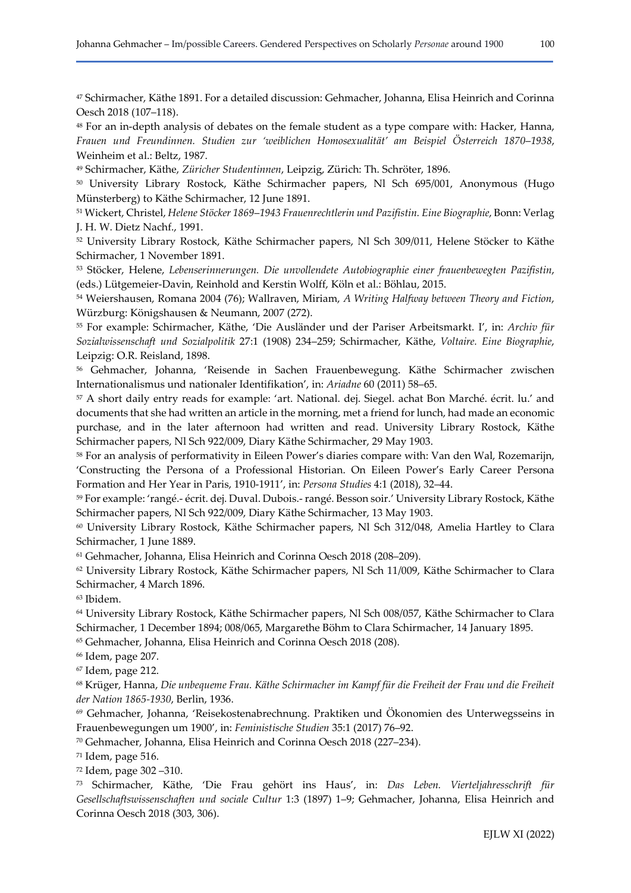[47] Schirmacher, Käthe 1891. For a detailed discussion: Gehmacher, Johanna, Elisa Heinrich and Corinna Oesch 2018 (107–118).

[48] For an in-depth analysis of debates on the female student as a type compare with: Hacker, Hanna, *Frauen und Freundinnen. Studien zur 'weiblichen Homosexualität' am Beispiel Österreich 1870–1938*, Weinheim et al.: Beltz, 1987.

[49] Schirmacher, Käthe, *Züricher Studentinnen*, Leipzig, Zürich: Th. Schröter, 1896.

[50] University Library Rostock, Käthe Schirmacher papers, Nl Sch 695/001, Anonymous (Hugo Münsterberg) to Käthe Schirmacher, 12 June 1891.

[51] Wickert, Christel, *Helene Stöcker 1869–1943 Frauenrechtlerin und Pazifistin. Eine Biographie*, Bonn: Verlag J. H. W. Dietz Nachf., 1991.

[52] University Library Rostock, Käthe Schirmacher papers, Nl Sch 309/011, Helene Stöcker to Käthe Schirmacher, 1 November 1891.

[53] Stöcker, Helene, *Lebenserinnerungen. Die unvollendete Autobiographie einer frauenbewegten Pazifistin*, (eds.) Lütgemeier-Davin, Reinhold and Kerstin Wolff, Köln et al.: Böhlau, 2015.

[54] Weiershausen, Romana 2004 (76); Wallraven, Miriam, *A Writing Halfway between Theory and Fiction*, Würzburg: Königshausen & Neumann, 2007 (272).

[55] For example: Schirmacher, Käthe, 'Die Ausländer und der Pariser Arbeitsmarkt. I', in: *Archiv für Sozialwissenschaft und Sozialpolitik* 27:1 (1908) 234–259; Schirmacher, Käthe, *Voltaire. Eine Biographie*, Leipzig: O.R. Reisland, 1898.

[56] Gehmacher, Johanna, 'Reisende in Sachen Frauenbewegung. Käthe Schirmacher zwischen Internationalismus und nationaler Identifikation', in: *Ariadne* 60 (2011) 58–65.

[57] A short daily entry reads for example: 'art. National. dej. Siegel. achat Bon Marché. écrit. lu.' and documents that she had written an article in the morning, met a friend for lunch, had made an economic purchase, and in the later afternoon had written and read. University Library Rostock, Käthe Schirmacher papers, Nl Sch 922/009, Diary Käthe Schirmacher, 29 May 1903.

[58] For an analysis of performativity in Eileen Power's diaries compare with: Van den Wal, Rozemarijn, 'Constructing the Persona of a Professional Historian. On Eileen Power's Early Career Persona Formation and Her Year in Paris, 1910-1911', in: *Persona Studies* 4:1 (2018), 32–44.

[59] For example: 'rangé.- écrit. dej. Duval. Dubois.- rangé. Besson soir.' University Library Rostock, Käthe Schirmacher papers, Nl Sch 922/009, Diary Käthe Schirmacher, 13 May 1903.

[60] University Library Rostock, Käthe Schirmacher papers, Nl Sch 312/048, Amelia Hartley to Clara Schirmacher, 1 June 1889.

[61] Gehmacher, Johanna, Elisa Heinrich and Corinna Oesch 2018 (208–209).

[62] University Library Rostock, Käthe Schirmacher papers, Nl Sch 11/009, Käthe Schirmacher to Clara Schirmacher, 4 March 1896.

[63] Ibidem.

[64] University Library Rostock, Käthe Schirmacher papers, Nl Sch 008/057, Käthe Schirmacher to Clara Schirmacher, 1 December 1894; 008/065, Margarethe Böhm to Clara Schirmacher, 14 January 1895.

[65] Gehmacher, Johanna, Elisa Heinrich and Corinna Oesch 2018 (208).

[66] Idem, page 207.

[67] Idem, page 212.

[68] Krüger, Hanna, *Die unbequeme Frau. Käthe Schirmacher im Kampf für die Freiheit der Frau und die Freiheit der Nation 1865-1930*, Berlin, 1936.

[69] Gehmacher, Johanna, 'Reisekostenabrechnung. Praktiken und Ökonomien des Unterwegsseins in Frauenbewegungen um 1900', in: *Feministische Studien* 35:1 (2017) 76–92.

[70] Gehmacher, Johanna, Elisa Heinrich and Corinna Oesch 2018 (227–234).

[71] Idem, page 516.

[72] Idem, page 302 –310.

[73] Schirmacher, Käthe, 'Die Frau gehört ins Haus', in: *Das Leben. Vierteljahresschrift für Gesellschaftswissenschaften und sociale Cultur* 1:3 (1897) 1–9; Gehmacher, Johanna, Elisa Heinrich and Corinna Oesch 2018 (303, 306).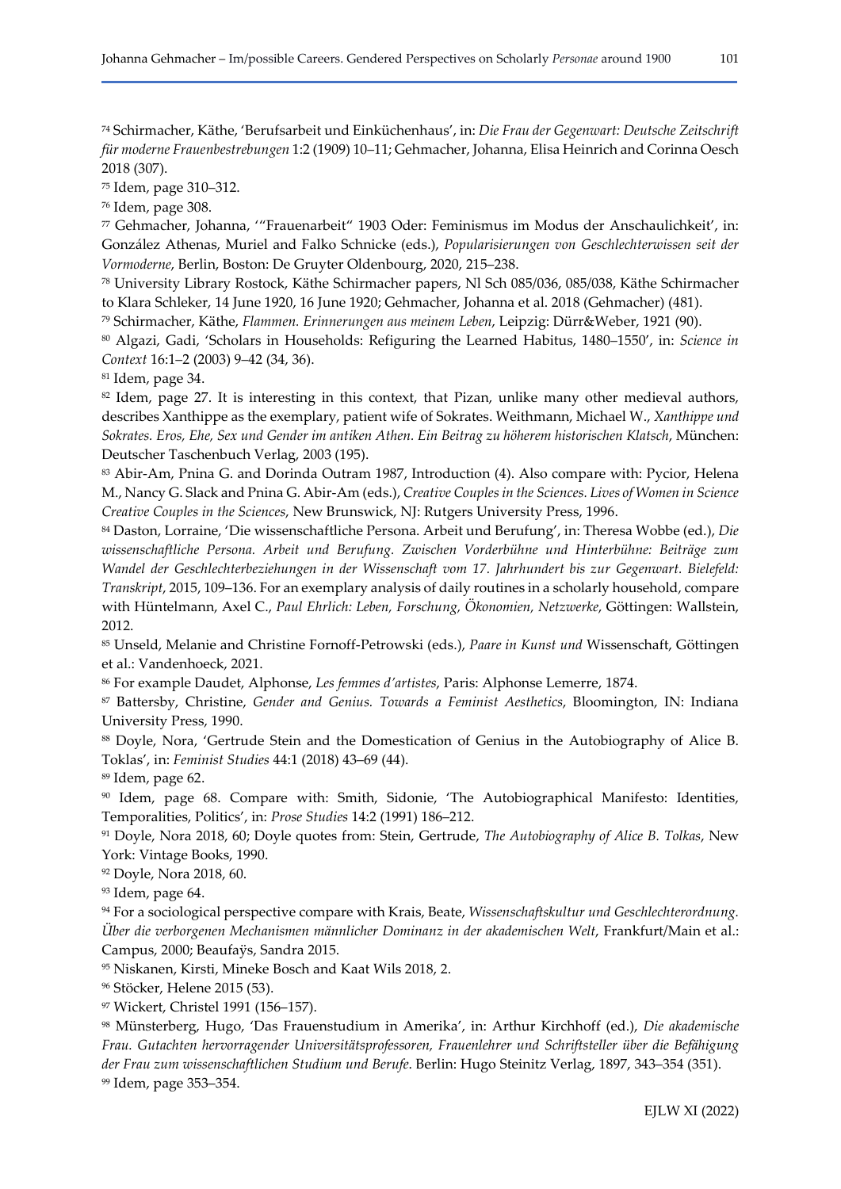[74] Schirmacher, Käthe, 'Berufsarbeit und Einküchenhaus', in: *Die Frau der Gegenwart: Deutsche Zeitschrift für moderne Frauenbestrebungen* 1:2 (1909) 10–11; Gehmacher, Johanna, Elisa Heinrich and Corinna Oesch 2018 (307).

[75] Idem, page 310–312.

[76] Idem, page 308.

[77] Gehmacher, Johanna, '"Frauenarbeit" 1903 Oder: Feminismus im Modus der Anschaulichkeit', in: González Athenas, Muriel and Falko Schnicke (eds.), *Popularisierungen von Geschlechterwissen seit der Vormoderne*, Berlin, Boston: De Gruyter Oldenbourg, 2020, 215–238.

[78] University Library Rostock, Käthe Schirmacher papers, Nl Sch 085/036, 085/038, Käthe Schirmacher to Klara Schleker, 14 June 1920, 16 June 1920; Gehmacher, Johanna et al. 2018 (Gehmacher) (481).

[79] Schirmacher, Käthe, *Flammen. Erinnerungen aus meinem Leben*, Leipzig: Dürr&Weber, 1921 (90).

[80] Algazi, Gadi, 'Scholars in Households: Refiguring the Learned Habitus, 1480–1550', in: *Science in Context* 16:1–2 (2003) 9–42 (34, 36).

[81] Idem, page 34.

[82] Idem, page 27. It is interesting in this context, that Pizan, unlike many other medieval authors, describes Xanthippe as the exemplary, patient wife of Sokrates. Weithmann, Michael W., *Xanthippe und Sokrates. Eros, Ehe, Sex und Gender im antiken Athen. Ein Beitrag zu höherem historischen Klatsch*, München: Deutscher Taschenbuch Verlag, 2003 (195).

[83] Abir-Am, Pnina G. and Dorinda Outram 1987, Introduction (4). Also compare with: Pycior, Helena M., Nancy G. Slack and Pnina G. Abir-Am (eds.), *Creative Couples in the Sciences. Lives of Women in Science Creative Couples in the Sciences*, New Brunswick, NJ: Rutgers University Press, 1996.

[84] Daston, Lorraine, 'Die wissenschaftliche Persona. Arbeit und Berufung', in: Theresa Wobbe (ed.), *Die wissenschaftliche Persona. Arbeit und Berufung. Zwischen Vorderbühne und Hinterbühne: Beiträge zum Wandel der Geschlechterbeziehungen in der Wissenschaft vom 17. Jahrhundert bis zur Gegenwart. Bielefeld: Transkript*, 2015, 109–136. For an exemplary analysis of daily routines in a scholarly household, compare with Hüntelmann, Axel C., *Paul Ehrlich: Leben, Forschung, Ökonomien, Netzwerke*, Göttingen: Wallstein, 2012.

[85] Unseld, Melanie and Christine Fornoff-Petrowski (eds.), *Paare in Kunst und* Wissenschaft, Göttingen et al.: Vandenhoeck, 2021.

[86] For example Daudet, Alphonse, *Les femmes d'artistes*, Paris: Alphonse Lemerre, 1874.

[87] Battersby, Christine, *Gender and Genius. Towards a Feminist Aesthetics*, Bloomington, IN: Indiana University Press, 1990.

[88] Doyle, Nora, 'Gertrude Stein and the Domestication of Genius in the Autobiography of Alice B. Toklas', in: *Feminist Studies* 44:1 (2018) 43–69 (44).

[89] Idem, page 62.

[90] Idem, page 68. Compare with: Smith, Sidonie, 'The Autobiographical Manifesto: Identities, Temporalities, Politics', in: *Prose Studies* 14:2 (1991) 186–212.

[91] Doyle, Nora 2018, 60; Doyle quotes from: Stein, Gertrude, *The Autobiography of Alice B. Tolkas*, New York: Vintage Books, 1990.

[92] Doyle, Nora 2018, 60.

[93] Idem, page 64.

[94] For a sociological perspective compare with Krais, Beate, *Wissenschaftskultur und Geschlechterordnung. Über die verborgenen Mechanismen männlicher Dominanz in der akademischen Welt*, Frankfurt/Main et al.: Campus, 2000; Beaufaÿs, Sandra 2015.

[95] Niskanen, Kirsti, Mineke Bosch and Kaat Wils 2018, 2.

[96] Stöcker, Helene 2015 (53).

[97] Wickert, Christel 1991 (156–157).

[98] Münsterberg, Hugo, 'Das Frauenstudium in Amerika', in: Arthur Kirchhoff (ed.), *Die akademische Frau. Gutachten hervorragender Universitätsprofessoren, Frauenlehrer und Schriftsteller über die Befähigung der Frau zum wissenschaftlichen Studium und Berufe*. Berlin: Hugo Steinitz Verlag, 1897, 343–354 (351).

[99] Idem, page 353–354.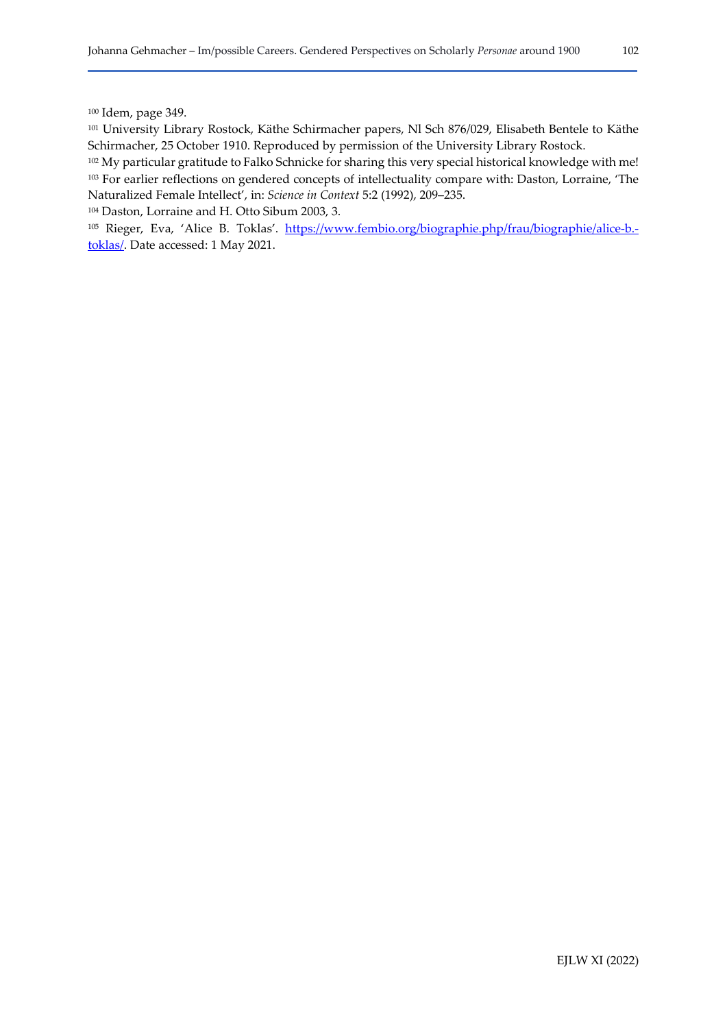[100] Idem, page 349.

[101] University Library Rostock, Käthe Schirmacher papers, Nl Sch 876/029, Elisabeth Bentele to Käthe Schirmacher, 25 October 1910. Reproduced by permission of the University Library Rostock.

[102] My particular gratitude to Falko Schnicke for sharing this very special historical knowledge with me!

[103] For earlier reflections on gendered concepts of intellectuality compare with: Daston, Lorraine, 'The Naturalized Female Intellect', in: *Science in Context* 5:2 (1992), 209–235.

[104] Daston, Lorraine and H. Otto Sibum 2003, 3.

[105] Rieger, Eva, 'Alice B. Toklas'. https://www.fembio.org/biographie.php/frau/biographie/alice-b.-toklas/. Date accessed: 1 May 2021.